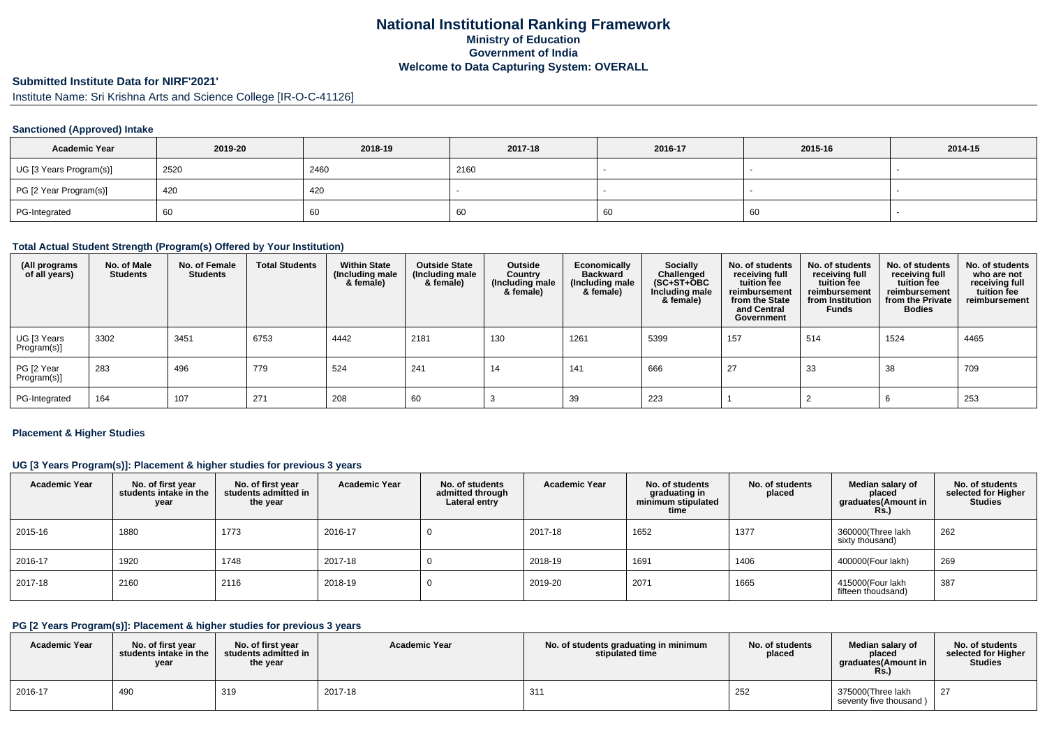# National Institutional Ranking Framework
## Ministry of Education
## Government of India
## Welcome to Data Capturing System: OVERALL

## Submitted Institute Data for NIRF'2021'

Institute Name: Sri Krishna Arts and Science College [IR-O-C-41126]

### Sanctioned (Approved) Intake

| Academic Year | 2019-20 | 2018-19 | 2017-18 | 2016-17 | 2015-16 | 2014-15 |
|---|---|---|---|---|---|---|
| UG [3 Years Program(s)] | 2520 | 2460 | 2160 | - | - | - |
| PG [2 Year Program(s)] | 420 | 420 | - | - | - | - |
| PG-Integrated | 60 | 60 | 60 | 60 | 60 | - |

### Total Actual Student Strength (Program(s) Offered by Your Institution)

| (All programs of all years) | No. of Male Students | No. of Female Students | Total Students | Within State (Including male & female) | Outside State (Including male & female) | Outside Country (Including male & female) | Economically Backward (Including male & female) | Socially Challenged (SC+ST+OBC Including male & female) | No. of students receiving full tuition fee reimbursement from the State and Central Government | No. of students receiving full tuition fee reimbursement from Institution Funds | No. of students receiving full tuition fee reimbursement from the Private Bodies | No. of students who are not receiving full tuition fee reimbursement |
|---|---|---|---|---|---|---|---|---|---|---|---|---|
| UG [3 Years Program(s)] | 3302 | 3451 | 6753 | 4442 | 2181 | 130 | 1261 | 5399 | 157 | 514 | 1524 | 4465 |
| PG [2 Year Program(s)] | 283 | 496 | 779 | 524 | 241 | 14 | 141 | 666 | 27 | 33 | 38 | 709 |
| PG-Integrated | 164 | 107 | 271 | 208 | 60 | 3 | 39 | 223 | 1 | 2 | 6 | 253 |

### Placement & Higher Studies

### UG [3 Years Program(s)]: Placement & higher studies for previous 3 years

| Academic Year | No. of first year students intake in the year | No. of first year students admitted in the year | Academic Year | No. of students admitted through Lateral entry | Academic Year | No. of students graduating in minimum stipulated time | No. of students placed | Median salary of placed graduates(Amount in Rs.) | No. of students selected for Higher Studies |
|---|---|---|---|---|---|---|---|---|---|
| 2015-16 | 1880 | 1773 | 2016-17 | 0 | 2017-18 | 1652 | 1377 | 360000(Three lakh sixty thousand) | 262 |
| 2016-17 | 1920 | 1748 | 2017-18 | 0 | 2018-19 | 1691 | 1406 | 400000(Four lakh) | 269 |
| 2017-18 | 2160 | 2116 | 2018-19 | 0 | 2019-20 | 2071 | 1665 | 415000(Four lakh fifteen thoudsand) | 387 |

### PG [2 Years Program(s)]: Placement & higher studies for previous 3 years

| Academic Year | No. of first year students intake in the year | No. of first year students admitted in the year | Academic Year | No. of students graduating in minimum stipulated time | No. of students placed | Median salary of placed graduates(Amount in Rs.) | No. of students selected for Higher Studies |
|---|---|---|---|---|---|---|---|
| 2016-17 | 490 | 319 | 2017-18 | 311 | 252 | 375000(Three lakh seventy five thousand ) | 27 |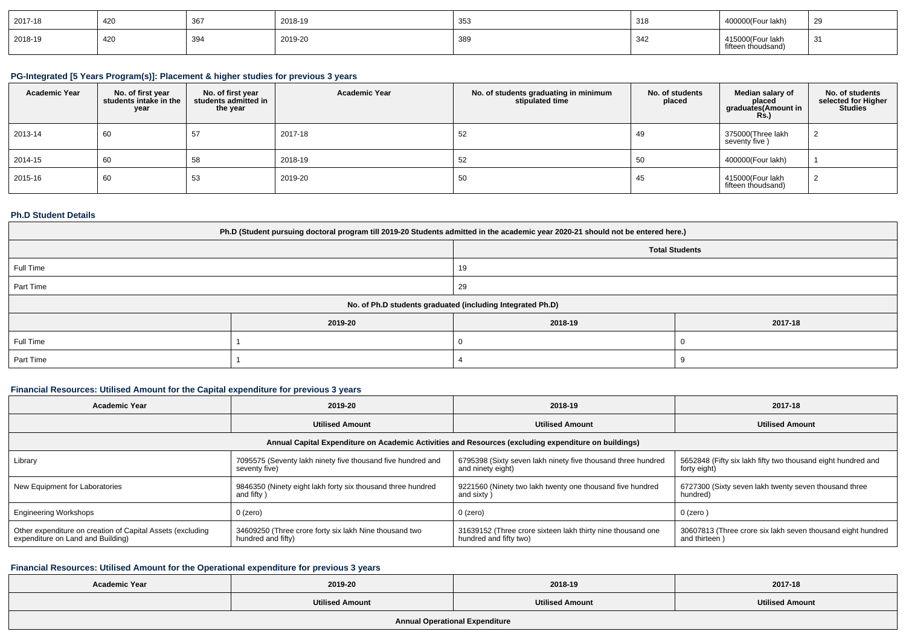| | | | | | | | |
|---|---|---|---|---|---|---|---|
| 2017-18 | 420 | 367 | 2018-19 | 353 | 318 | 400000(Four lakh) | 29 |
| 2018-19 | 420 | 394 | 2019-20 | 389 | 342 | 415000(Four lakh fifteen thoudsand) | 31 |

### PG-Integrated [5 Years Program(s)]: Placement & higher studies for previous 3 years

| Academic Year | No. of first year students intake in the year | No. of first year students admitted in the year | Academic Year | No. of students graduating in minimum stipulated time | No. of students placed | Median salary of placed graduates(Amount in Rs.) | No. of students selected for Higher Studies |
|---|---|---|---|---|---|---|---|
| 2013-14 | 60 | 57 | 2017-18 | 52 | 49 | 375000(Three lakh seventy five ) | 2 |
| 2014-15 | 60 | 58 | 2018-19 | 52 | 50 | 400000(Four lakh) | 1 |
| 2015-16 | 60 | 53 | 2019-20 | 50 | 45 | 415000(Four lakh fifteen thoudsand) | 2 |

### Ph.D Student Details

| Ph.D (Student pursuing doctoral program till 2019-20 Students admitted in the academic year 2020-21 should not be entered here.) | | | |
|---|---|---|---|
| | | Total Students | |
| Full Time | | 19 | |
| Part Time | | 29 | |
| No. of Ph.D students graduated (including Integrated Ph.D) | | | |
| | 2019-20 | 2018-19 | 2017-18 |
| Full Time | 1 | 0 | 0 |
| Part Time | 1 | 4 | 9 |

### Financial Resources: Utilised Amount for the Capital expenditure for previous 3 years

| Academic Year | 2019-20 | 2018-19 | 2017-18 |
|---|---|---|---|
| | Utilised Amount | Utilised Amount | Utilised Amount |
| Annual Capital Expenditure on Academic Activities and Resources (excluding expenditure on buildings) | | | |
| Library | 7095575 (Seventy lakh ninety five thousand five hundred and seventy five) | 6795398 (Sixty seven lakh ninety five thousand three hundred and ninety eight) | 5652848 (Fifty six lakh fifty two thousand eight hundred and forty eight) |
| New Equipment for Laboratories | 9846350 (Ninety eight lakh forty six thousand three hundred and fifty ) | 9221560 (Ninety two lakh twenty one thousand five hundred and sixty ) | 6727300 (Sixty seven lakh twenty seven thousand three hundred) |
| Engineering Workshops | 0 (zero) | 0 (zero) | 0 (zero ) |
| Other expenditure on creation of Capital Assets (excluding expenditure on Land and Building) | 34609250 (Three crore forty six lakh Nine thousand two hundred and fifty) | 31639152 (Three crore sixteen lakh thirty nine thousand one hundred and fifty two) | 30607813 (Three crore six lakh seven thousand eight hundred and thirteen ) |

### Financial Resources: Utilised Amount for the Operational expenditure for previous 3 years

| Academic Year | 2019-20 | 2018-19 | 2017-18 |
|---|---|---|---|
| | Utilised Amount | Utilised Amount | Utilised Amount |
| Annual Operational Expenditure | | | |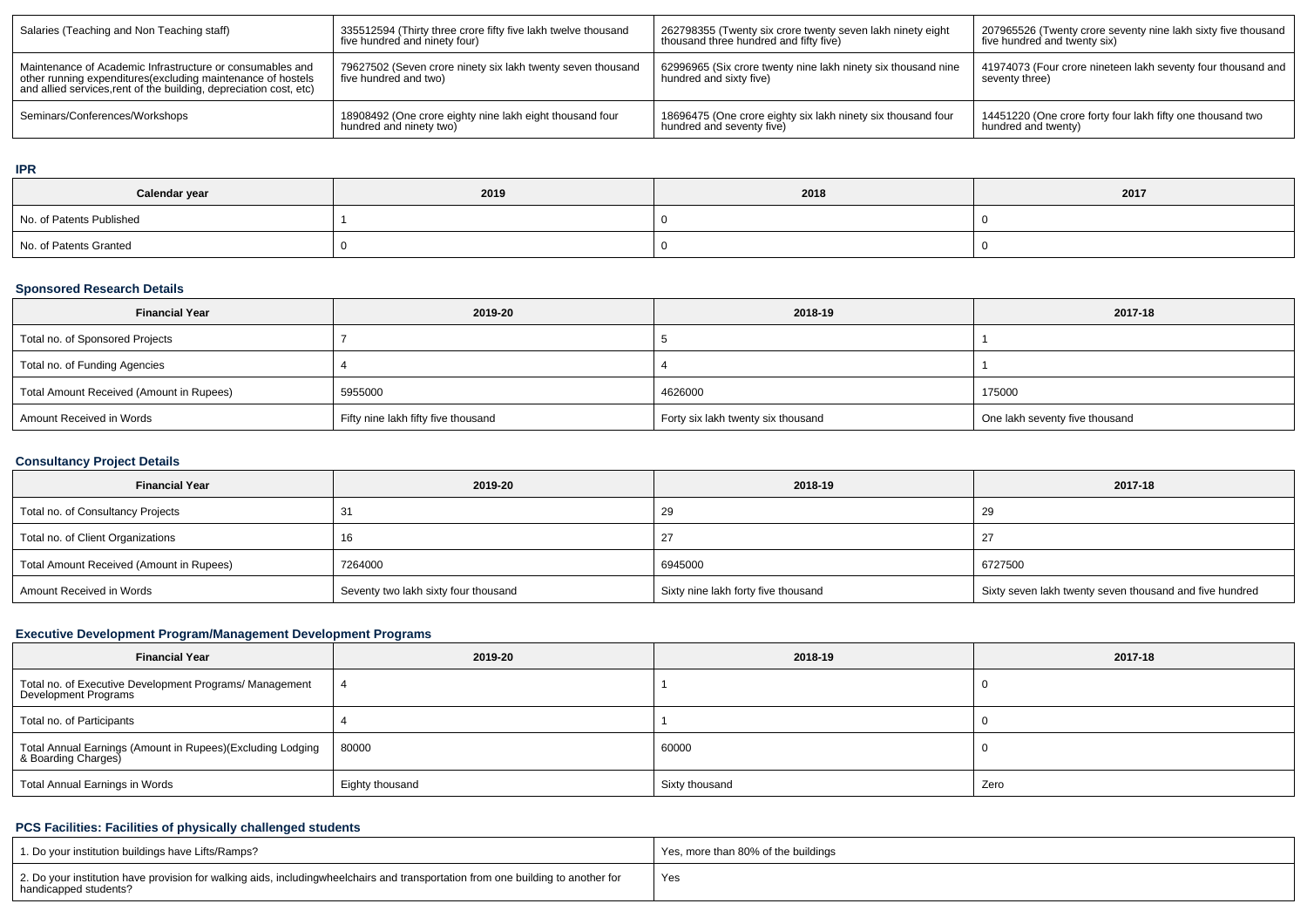| | | | |
|---|---|---|---|
| Salaries (Teaching and Non Teaching staff) | 335512594 (Thirty three crore fifty five lakh twelve thousand five hundred and ninety four) | 262798355 (Twenty six crore twenty seven lakh ninety eight thousand three hundred and fifty five) | 207965526 (Twenty crore seventy nine lakh sixty five thousand five hundred and twenty six) |
| Maintenance of Academic Infrastructure or consumables and other running expenditures(excluding maintenance of hostels and allied services,rent of the building, depreciation cost, etc) | 79627502 (Seven crore ninety six lakh twenty seven thousand five hundred and two) | 62996965 (Six crore twenty nine lakh ninety six thousand nine hundred and sixty five) | 41974073 (Four crore nineteen lakh seventy four thousand and seventy three) |
| Seminars/Conferences/Workshops | 18908492 (One crore eighty nine lakh eight thousand four hundred and ninety two) | 18696475 (One crore eighty six lakh ninety six thousand four hundred and seventy five) | 14451220 (One crore forty four lakh fifty one thousand two hundred and twenty) |

### IPR

| Calendar year | 2019 | 2018 | 2017 |
|---|---|---|---|
| No. of Patents Published | 1 | 0 | 0 |
| No. of Patents Granted | 0 | 0 | 0 |

### Sponsored Research Details

| Financial Year | 2019-20 | 2018-19 | 2017-18 |
|---|---|---|---|
| Total no. of Sponsored Projects | 7 | 5 | 1 |
| Total no. of Funding Agencies | 4 | 4 | 1 |
| Total Amount Received (Amount in Rupees) | 5955000 | 4626000 | 175000 |
| Amount Received in Words | Fifty nine lakh fifty five thousand | Forty six lakh twenty six thousand | One lakh seventy five thousand |

### Consultancy Project Details

| Financial Year | 2019-20 | 2018-19 | 2017-18 |
|---|---|---|---|
| Total no. of Consultancy Projects | 31 | 29 | 29 |
| Total no. of Client Organizations | 16 | 27 | 27 |
| Total Amount Received (Amount in Rupees) | 7264000 | 6945000 | 6727500 |
| Amount Received in Words | Seventy two lakh sixty four thousand | Sixty nine lakh forty five thousand | Sixty seven lakh twenty seven thousand and five hundred |

### Executive Development Program/Management Development Programs

| Financial Year | 2019-20 | 2018-19 | 2017-18 |
|---|---|---|---|
| Total no. of Executive Development Programs/ Management Development Programs | 4 | 1 | 0 |
| Total no. of Participants | 4 | 1 | 0 |
| Total Annual Earnings (Amount in Rupees)(Excluding Lodging & Boarding Charges) | 80000 | 60000 | 0 |
| Total Annual Earnings in Words | Eighty thousand | Sixty thousand | Zero |

### PCS Facilities: Facilities of physically challenged students

| | |
|---|---|
| 1. Do your institution buildings have Lifts/Ramps? | Yes, more than 80% of the buildings |
| 2. Do your institution have provision for walking aids, includingwheelchairs and transportation from one building to another for handicapped students? | Yes |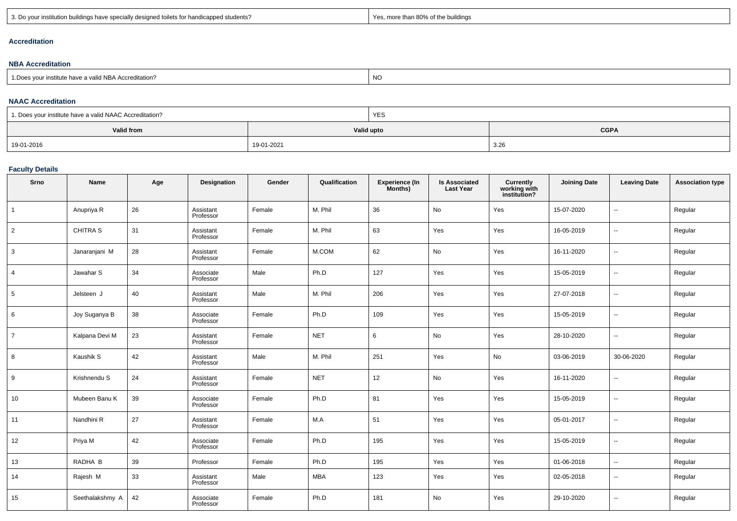| | |
|---|---|
| 3. Do your institution buildings have specially designed toilets for handicapped students? | Yes, more than 80% of the buildings |

## Accreditation

### NBA Accreditation

| | |
|---|---|
| 1.Does your institute have a valid NBA Accreditation? | NO |

### NAAC Accreditation

| | | |
|---|---|---|
| 1. Does your institute have a valid NAAC Accreditation? | YES | |
| **Valid from** | **Valid upto** | **CGPA** |
| 19-01-2016 | 19-01-2021 | 3.26 |

### Faculty Details

| Srno | Name | Age | Designation | Gender | Qualification | Experience (In Months) | Is Associated Last Year | Currently working with institution? | Joining Date | Leaving Date | Association type |
|---|---|---|---|---|---|---|---|---|---|---|---|
| 1 | Anupriya R | 26 | Assistant Professor | Female | M. Phil | 36 | No | Yes | 15-07-2020 | -- | Regular |
| 2 | CHITRA S | 31 | Assistant Professor | Female | M. Phil | 63 | Yes | Yes | 16-05-2019 | -- | Regular |
| 3 | Janaranjani M | 28 | Assistant Professor | Female | M.COM | 62 | No | Yes | 16-11-2020 | -- | Regular |
| 4 | Jawahar S | 34 | Associate Professor | Male | Ph.D | 127 | Yes | Yes | 15-05-2019 | -- | Regular |
| 5 | Jelsteen J | 40 | Assistant Professor | Male | M. Phil | 206 | Yes | Yes | 27-07-2018 | -- | Regular |
| 6 | Joy Suganya B | 38 | Associate Professor | Female | Ph.D | 109 | Yes | Yes | 15-05-2019 | -- | Regular |
| 7 | Kalpana Devi M | 23 | Assistant Professor | Female | NET | 6 | No | Yes | 28-10-2020 | -- | Regular |
| 8 | Kaushik S | 42 | Assistant Professor | Male | M. Phil | 251 | Yes | No | 03-06-2019 | 30-06-2020 | Regular |
| 9 | Krishnendu S | 24 | Assistant Professor | Female | NET | 12 | No | Yes | 16-11-2020 | -- | Regular |
| 10 | Mubeen Banu K | 39 | Associate Professor | Female | Ph.D | 81 | Yes | Yes | 15-05-2019 | -- | Regular |
| 11 | Nandhini R | 27 | Assistant Professor | Female | M.A | 51 | Yes | Yes | 05-01-2017 | -- | Regular |
| 12 | Priya M | 42 | Associate Professor | Female | Ph.D | 195 | Yes | Yes | 15-05-2019 | -- | Regular |
| 13 | RADHA B | 39 | Professor | Female | Ph.D | 195 | Yes | Yes | 01-06-2018 | -- | Regular |
| 14 | Rajesh M | 33 | Assistant Professor | Male | MBA | 123 | Yes | Yes | 02-05-2018 | -- | Regular |
| 15 | Seethalakshmy A | 42 | Associate Professor | Female | Ph.D | 181 | No | Yes | 29-10-2020 | -- | Regular |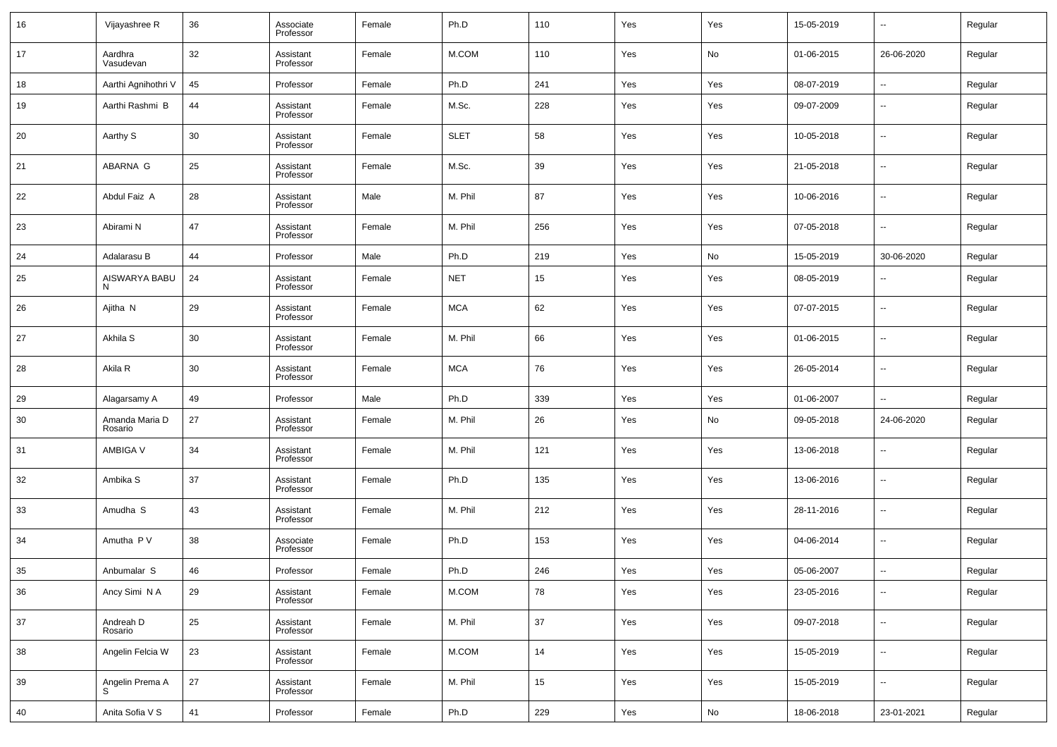| | | | | | | | | | | | |
|---|---|---|---|---|---|---|---|---|---|---|---|
| 16 | Vijayashree R | 36 | Associate Professor | Female | Ph.D | 110 | Yes | Yes | 15-05-2019 | -- | Regular |
| 17 | Aardhra Vasudevan | 32 | Assistant Professor | Female | M.COM | 110 | Yes | No | 01-06-2015 | 26-06-2020 | Regular |
| 18 | Aarthi Agnihothri V | 45 | Professor | Female | Ph.D | 241 | Yes | Yes | 08-07-2019 | -- | Regular |
| 19 | Aarthi Rashmi B | 44 | Assistant Professor | Female | M.Sc. | 228 | Yes | Yes | 09-07-2009 | -- | Regular |
| 20 | Aarthy S | 30 | Assistant Professor | Female | SLET | 58 | Yes | Yes | 10-05-2018 | -- | Regular |
| 21 | ABARNA G | 25 | Assistant Professor | Female | M.Sc. | 39 | Yes | Yes | 21-05-2018 | -- | Regular |
| 22 | Abdul Faiz A | 28 | Assistant Professor | Male | M. Phil | 87 | Yes | Yes | 10-06-2016 | -- | Regular |
| 23 | Abirami N | 47 | Assistant Professor | Female | M. Phil | 256 | Yes | Yes | 07-05-2018 | -- | Regular |
| 24 | Adalarasu B | 44 | Professor | Male | Ph.D | 219 | Yes | No | 15-05-2019 | 30-06-2020 | Regular |
| 25 | AISWARYA BABU N | 24 | Assistant Professor | Female | NET | 15 | Yes | Yes | 08-05-2019 | -- | Regular |
| 26 | Ajitha N | 29 | Assistant Professor | Female | MCA | 62 | Yes | Yes | 07-07-2015 | -- | Regular |
| 27 | Akhila S | 30 | Assistant Professor | Female | M. Phil | 66 | Yes | Yes | 01-06-2015 | -- | Regular |
| 28 | Akila R | 30 | Assistant Professor | Female | MCA | 76 | Yes | Yes | 26-05-2014 | -- | Regular |
| 29 | Alagarsamy A | 49 | Professor | Male | Ph.D | 339 | Yes | Yes | 01-06-2007 | -- | Regular |
| 30 | Amanda Maria D Rosario | 27 | Assistant Professor | Female | M. Phil | 26 | Yes | No | 09-05-2018 | 24-06-2020 | Regular |
| 31 | AMBIGA V | 34 | Assistant Professor | Female | M. Phil | 121 | Yes | Yes | 13-06-2018 | -- | Regular |
| 32 | Ambika S | 37 | Assistant Professor | Female | Ph.D | 135 | Yes | Yes | 13-06-2016 | -- | Regular |
| 33 | Amudha S | 43 | Assistant Professor | Female | M. Phil | 212 | Yes | Yes | 28-11-2016 | -- | Regular |
| 34 | Amutha P V | 38 | Associate Professor | Female | Ph.D | 153 | Yes | Yes | 04-06-2014 | -- | Regular |
| 35 | Anbumalar S | 46 | Professor | Female | Ph.D | 246 | Yes | Yes | 05-06-2007 | -- | Regular |
| 36 | Ancy Simi N A | 29 | Assistant Professor | Female | M.COM | 78 | Yes | Yes | 23-05-2016 | -- | Regular |
| 37 | Andreah D Rosario | 25 | Assistant Professor | Female | M. Phil | 37 | Yes | Yes | 09-07-2018 | -- | Regular |
| 38 | Angelin Felcia W | 23 | Assistant Professor | Female | M.COM | 14 | Yes | Yes | 15-05-2019 | -- | Regular |
| 39 | Angelin Prema A S | 27 | Assistant Professor | Female | M. Phil | 15 | Yes | Yes | 15-05-2019 | -- | Regular |
| 40 | Anita Sofia V S | 41 | Professor | Female | Ph.D | 229 | Yes | No | 18-06-2018 | 23-01-2021 | Regular |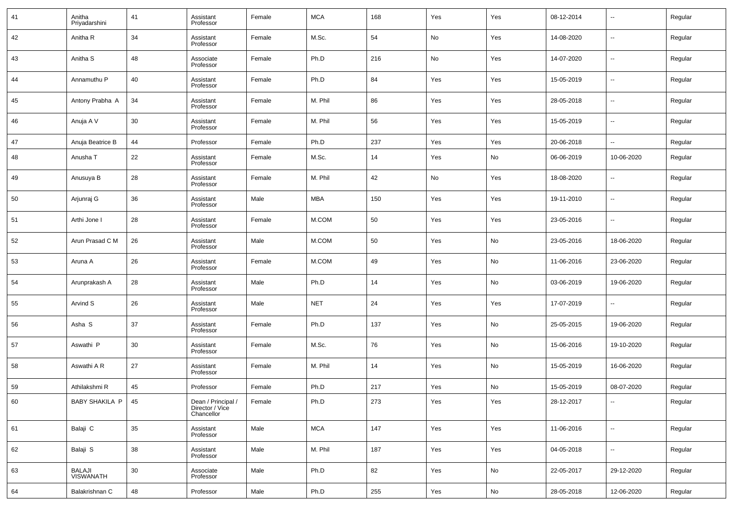| | | | | | | | | | | | |
|---|---|---|---|---|---|---|---|---|---|---|---|
| 41 | Anitha Priyadarshini | 41 | Assistant Professor | Female | MCA | 168 | Yes | Yes | 08-12-2014 | -- | Regular |
| 42 | Anitha R | 34 | Assistant Professor | Female | M.Sc. | 54 | No | Yes | 14-08-2020 | -- | Regular |
| 43 | Anitha S | 48 | Associate Professor | Female | Ph.D | 216 | No | Yes | 14-07-2020 | -- | Regular |
| 44 | Annamuthu P | 40 | Assistant Professor | Female | Ph.D | 84 | Yes | Yes | 15-05-2019 | -- | Regular |
| 45 | Antony Prabha A | 34 | Assistant Professor | Female | M. Phil | 86 | Yes | Yes | 28-05-2018 | -- | Regular |
| 46 | Anuja A V | 30 | Assistant Professor | Female | M. Phil | 56 | Yes | Yes | 15-05-2019 | -- | Regular |
| 47 | Anuja Beatrice B | 44 | Professor | Female | Ph.D | 237 | Yes | Yes | 20-06-2018 | -- | Regular |
| 48 | Anusha T | 22 | Assistant Professor | Female | M.Sc. | 14 | Yes | No | 06-06-2019 | 10-06-2020 | Regular |
| 49 | Anusuya B | 28 | Assistant Professor | Female | M. Phil | 42 | No | Yes | 18-08-2020 | -- | Regular |
| 50 | Arjunraj G | 36 | Assistant Professor | Male | MBA | 150 | Yes | Yes | 19-11-2010 | -- | Regular |
| 51 | Arthi Jone I | 28 | Assistant Professor | Female | M.COM | 50 | Yes | Yes | 23-05-2016 | -- | Regular |
| 52 | Arun Prasad C M | 26 | Assistant Professor | Male | M.COM | 50 | Yes | No | 23-05-2016 | 18-06-2020 | Regular |
| 53 | Aruna A | 26 | Assistant Professor | Female | M.COM | 49 | Yes | No | 11-06-2016 | 23-06-2020 | Regular |
| 54 | Arunprakash A | 28 | Assistant Professor | Male | Ph.D | 14 | Yes | No | 03-06-2019 | 19-06-2020 | Regular |
| 55 | Arvind S | 26 | Assistant Professor | Male | NET | 24 | Yes | Yes | 17-07-2019 | -- | Regular |
| 56 | Asha S | 37 | Assistant Professor | Female | Ph.D | 137 | Yes | No | 25-05-2015 | 19-06-2020 | Regular |
| 57 | Aswathi P | 30 | Assistant Professor | Female | M.Sc. | 76 | Yes | No | 15-06-2016 | 19-10-2020 | Regular |
| 58 | Aswathi A R | 27 | Assistant Professor | Female | M. Phil | 14 | Yes | No | 15-05-2019 | 16-06-2020 | Regular |
| 59 | Athilakshmi R | 45 | Professor | Female | Ph.D | 217 | Yes | No | 15-05-2019 | 08-07-2020 | Regular |
| 60 | BABY SHAKILA P | 45 | Dean / Principal / Director / Vice Chancellor | Female | Ph.D | 273 | Yes | Yes | 28-12-2017 | -- | Regular |
| 61 | Balaji C | 35 | Assistant Professor | Male | MCA | 147 | Yes | Yes | 11-06-2016 | -- | Regular |
| 62 | Balaji S | 38 | Assistant Professor | Male | M. Phil | 187 | Yes | Yes | 04-05-2018 | -- | Regular |
| 63 | BALAJI VISWANATH | 30 | Associate Professor | Male | Ph.D | 82 | Yes | No | 22-05-2017 | 29-12-2020 | Regular |
| 64 | Balakrishnan C | 48 | Professor | Male | Ph.D | 255 | Yes | No | 28-05-2018 | 12-06-2020 | Regular |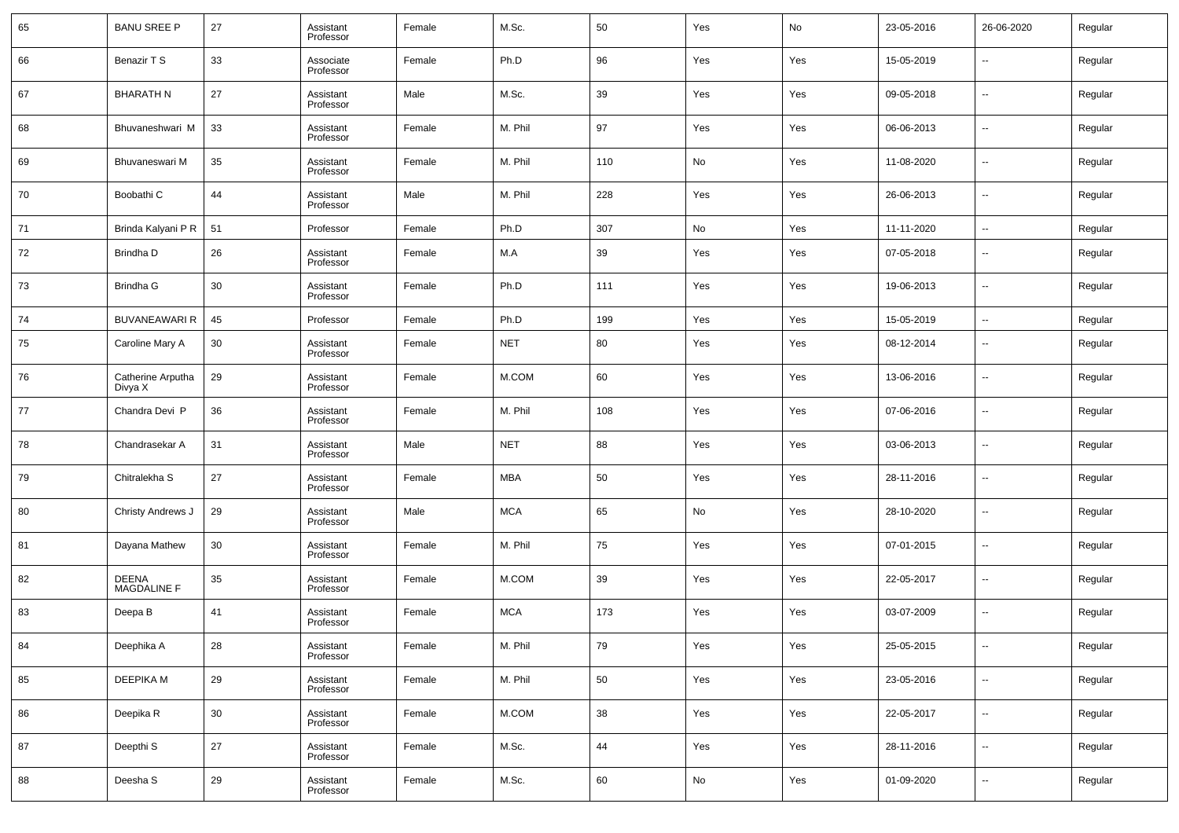| | | | | | | | | | | | |
|---|---|---|---|---|---|---|---|---|---|---|---|
| 65 | BANU SREE P | 27 | Assistant Professor | Female | M.Sc. | 50 | Yes | No | 23-05-2016 | 26-06-2020 | Regular |
| 66 | Benazir T S | 33 | Associate Professor | Female | Ph.D | 96 | Yes | Yes | 15-05-2019 | -- | Regular |
| 67 | BHARATH N | 27 | Assistant Professor | Male | M.Sc. | 39 | Yes | Yes | 09-05-2018 | -- | Regular |
| 68 | Bhuvaneshwari M | 33 | Assistant Professor | Female | M. Phil | 97 | Yes | Yes | 06-06-2013 | -- | Regular |
| 69 | Bhuvaneswari M | 35 | Assistant Professor | Female | M. Phil | 110 | No | Yes | 11-08-2020 | -- | Regular |
| 70 | Boobathi C | 44 | Assistant Professor | Male | M. Phil | 228 | Yes | Yes | 26-06-2013 | -- | Regular |
| 71 | Brinda Kalyani P R | 51 | Professor | Female | Ph.D | 307 | No | Yes | 11-11-2020 | -- | Regular |
| 72 | Brindha D | 26 | Assistant Professor | Female | M.A | 39 | Yes | Yes | 07-05-2018 | -- | Regular |
| 73 | Brindha G | 30 | Assistant Professor | Female | Ph.D | 111 | Yes | Yes | 19-06-2013 | -- | Regular |
| 74 | BUVANEAWARI R | 45 | Professor | Female | Ph.D | 199 | Yes | Yes | 15-05-2019 | -- | Regular |
| 75 | Caroline Mary A | 30 | Assistant Professor | Female | NET | 80 | Yes | Yes | 08-12-2014 | -- | Regular |
| 76 | Catherine Arputha Divya X | 29 | Assistant Professor | Female | M.COM | 60 | Yes | Yes | 13-06-2016 | -- | Regular |
| 77 | Chandra Devi P | 36 | Assistant Professor | Female | M. Phil | 108 | Yes | Yes | 07-06-2016 | -- | Regular |
| 78 | Chandrasekar A | 31 | Assistant Professor | Male | NET | 88 | Yes | Yes | 03-06-2013 | -- | Regular |
| 79 | Chitralekha S | 27 | Assistant Professor | Female | MBA | 50 | Yes | Yes | 28-11-2016 | -- | Regular |
| 80 | Christy Andrews J | 29 | Assistant Professor | Male | MCA | 65 | No | Yes | 28-10-2020 | -- | Regular |
| 81 | Dayana Mathew | 30 | Assistant Professor | Female | M. Phil | 75 | Yes | Yes | 07-01-2015 | -- | Regular |
| 82 | DEENA MAGDALINE F | 35 | Assistant Professor | Female | M.COM | 39 | Yes | Yes | 22-05-2017 | -- | Regular |
| 83 | Deepa B | 41 | Assistant Professor | Female | MCA | 173 | Yes | Yes | 03-07-2009 | -- | Regular |
| 84 | Deephika A | 28 | Assistant Professor | Female | M. Phil | 79 | Yes | Yes | 25-05-2015 | -- | Regular |
| 85 | DEEPIKA M | 29 | Assistant Professor | Female | M. Phil | 50 | Yes | Yes | 23-05-2016 | -- | Regular |
| 86 | Deepika R | 30 | Assistant Professor | Female | M.COM | 38 | Yes | Yes | 22-05-2017 | -- | Regular |
| 87 | Deepthi S | 27 | Assistant Professor | Female | M.Sc. | 44 | Yes | Yes | 28-11-2016 | -- | Regular |
| 88 | Deesha S | 29 | Assistant Professor | Female | M.Sc. | 60 | No | Yes | 01-09-2020 | -- | Regular |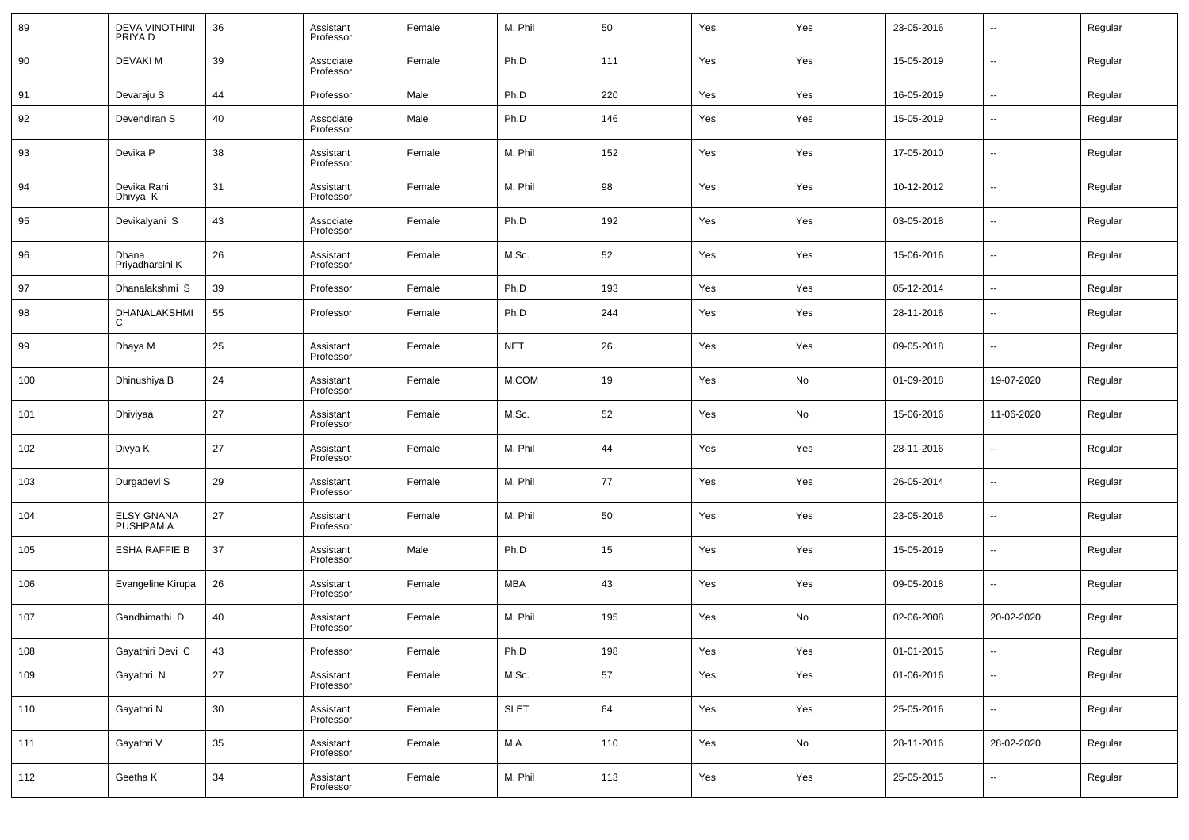| | | | | | | | | | | | |
|---|---|---|---|---|---|---|---|---|---|---|---|
| 89 | DEVA VINOTHINI PRIYA D | 36 | Assistant Professor | Female | M. Phil | 50 | Yes | Yes | 23-05-2016 | -- | Regular |
| 90 | DEVAKI M | 39 | Associate Professor | Female | Ph.D | 111 | Yes | Yes | 15-05-2019 | -- | Regular |
| 91 | Devaraju S | 44 | Professor | Male | Ph.D | 220 | Yes | Yes | 16-05-2019 | -- | Regular |
| 92 | Devendiran S | 40 | Associate Professor | Male | Ph.D | 146 | Yes | Yes | 15-05-2019 | -- | Regular |
| 93 | Devika P | 38 | Assistant Professor | Female | M. Phil | 152 | Yes | Yes | 17-05-2010 | -- | Regular |
| 94 | Devika Rani Dhivya K | 31 | Assistant Professor | Female | M. Phil | 98 | Yes | Yes | 10-12-2012 | -- | Regular |
| 95 | Devikalyani S | 43 | Associate Professor | Female | Ph.D | 192 | Yes | Yes | 03-05-2018 | -- | Regular |
| 96 | Dhana Priyadharsini K | 26 | Assistant Professor | Female | M.Sc. | 52 | Yes | Yes | 15-06-2016 | -- | Regular |
| 97 | Dhanalakshmi S | 39 | Professor | Female | Ph.D | 193 | Yes | Yes | 05-12-2014 | -- | Regular |
| 98 | DHANALAKSHMI C | 55 | Professor | Female | Ph.D | 244 | Yes | Yes | 28-11-2016 | -- | Regular |
| 99 | Dhaya M | 25 | Assistant Professor | Female | NET | 26 | Yes | Yes | 09-05-2018 | -- | Regular |
| 100 | Dhinushiya B | 24 | Assistant Professor | Female | M.COM | 19 | Yes | No | 01-09-2018 | 19-07-2020 | Regular |
| 101 | Dhiviyaa | 27 | Assistant Professor | Female | M.Sc. | 52 | Yes | No | 15-06-2016 | 11-06-2020 | Regular |
| 102 | Divya K | 27 | Assistant Professor | Female | M. Phil | 44 | Yes | Yes | 28-11-2016 | -- | Regular |
| 103 | Durgadevi S | 29 | Assistant Professor | Female | M. Phil | 77 | Yes | Yes | 26-05-2014 | -- | Regular |
| 104 | ELSY GNANA PUSHPAM A | 27 | Assistant Professor | Female | M. Phil | 50 | Yes | Yes | 23-05-2016 | -- | Regular |
| 105 | ESHA RAFFIE B | 37 | Assistant Professor | Male | Ph.D | 15 | Yes | Yes | 15-05-2019 | -- | Regular |
| 106 | Evangeline Kirupa | 26 | Assistant Professor | Female | MBA | 43 | Yes | Yes | 09-05-2018 | -- | Regular |
| 107 | Gandhimathi D | 40 | Assistant Professor | Female | M. Phil | 195 | Yes | No | 02-06-2008 | 20-02-2020 | Regular |
| 108 | Gayathiri Devi C | 43 | Professor | Female | Ph.D | 198 | Yes | Yes | 01-01-2015 | -- | Regular |
| 109 | Gayathri N | 27 | Assistant Professor | Female | M.Sc. | 57 | Yes | Yes | 01-06-2016 | -- | Regular |
| 110 | Gayathri N | 30 | Assistant Professor | Female | SLET | 64 | Yes | Yes | 25-05-2016 | -- | Regular |
| 111 | Gayathri V | 35 | Assistant Professor | Female | M.A | 110 | Yes | No | 28-11-2016 | 28-02-2020 | Regular |
| 112 | Geetha K | 34 | Assistant Professor | Female | M. Phil | 113 | Yes | Yes | 25-05-2015 | -- | Regular |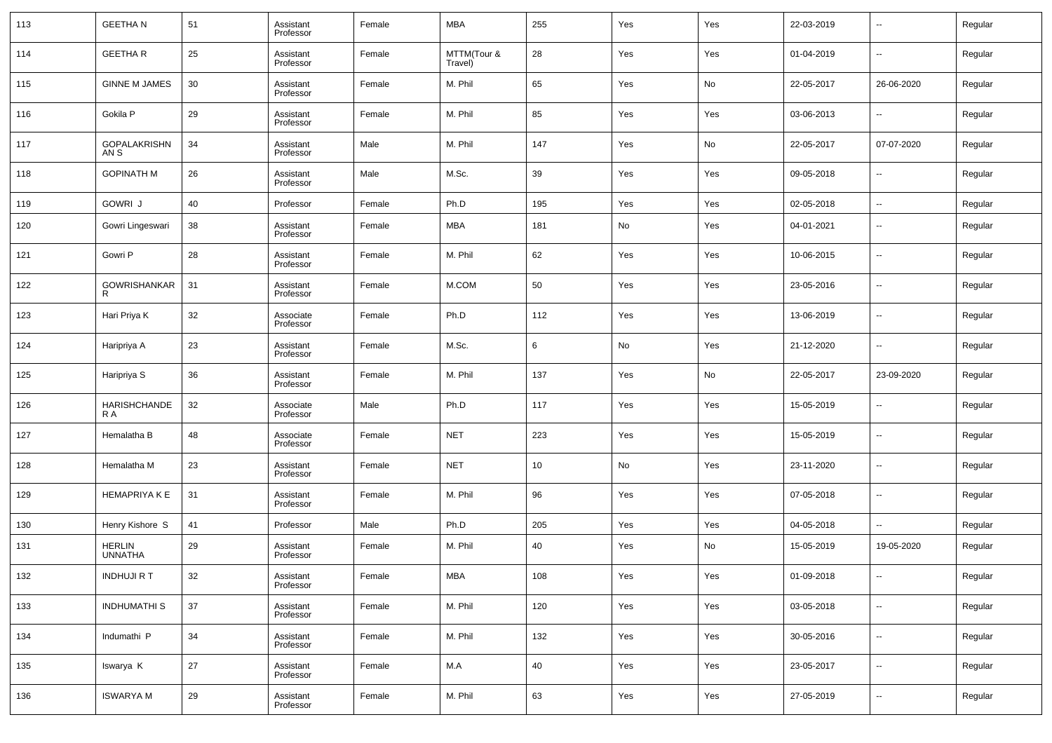| | | | | | | | | | | | |
|---|---|---|---|---|---|---|---|---|---|---|---|
| 113 | GEETHA N | 51 | Assistant Professor | Female | MBA | 255 | Yes | Yes | 22-03-2019 | -- | Regular |
| 114 | GEETHA R | 25 | Assistant Professor | Female | MTTM(Tour & Travel) | 28 | Yes | Yes | 01-04-2019 | -- | Regular |
| 115 | GINNE M JAMES | 30 | Assistant Professor | Female | M. Phil | 65 | Yes | No | 22-05-2017 | 26-06-2020 | Regular |
| 116 | Gokila P | 29 | Assistant Professor | Female | M. Phil | 85 | Yes | Yes | 03-06-2013 | -- | Regular |
| 117 | GOPALAKRISHNAN S | 34 | Assistant Professor | Male | M. Phil | 147 | Yes | No | 22-05-2017 | 07-07-2020 | Regular |
| 118 | GOPINATH M | 26 | Assistant Professor | Male | M.Sc. | 39 | Yes | Yes | 09-05-2018 | -- | Regular |
| 119 | GOWRI J | 40 | Professor | Female | Ph.D | 195 | Yes | Yes | 02-05-2018 | -- | Regular |
| 120 | Gowri Lingeswari | 38 | Assistant Professor | Female | MBA | 181 | No | Yes | 04-01-2021 | -- | Regular |
| 121 | Gowri P | 28 | Assistant Professor | Female | M. Phil | 62 | Yes | Yes | 10-06-2015 | -- | Regular |
| 122 | GOWRISHANKAR R | 31 | Assistant Professor | Female | M.COM | 50 | Yes | Yes | 23-05-2016 | -- | Regular |
| 123 | Hari Priya K | 32 | Associate Professor | Female | Ph.D | 112 | Yes | Yes | 13-06-2019 | -- | Regular |
| 124 | Haripriya A | 23 | Assistant Professor | Female | M.Sc. | 6 | No | Yes | 21-12-2020 | -- | Regular |
| 125 | Haripriya S | 36 | Assistant Professor | Female | M. Phil | 137 | Yes | No | 22-05-2017 | 23-09-2020 | Regular |
| 126 | HARISHCHANDER A | 32 | Associate Professor | Male | Ph.D | 117 | Yes | Yes | 15-05-2019 | -- | Regular |
| 127 | Hemalatha B | 48 | Associate Professor | Female | NET | 223 | Yes | Yes | 15-05-2019 | -- | Regular |
| 128 | Hemalatha M | 23 | Assistant Professor | Female | NET | 10 | No | Yes | 23-11-2020 | -- | Regular |
| 129 | HEMAPRIYA K E | 31 | Assistant Professor | Female | M. Phil | 96 | Yes | Yes | 07-05-2018 | -- | Regular |
| 130 | Henry Kishore S | 41 | Professor | Male | Ph.D | 205 | Yes | Yes | 04-05-2018 | -- | Regular |
| 131 | HERLIN UNNATHA | 29 | Assistant Professor | Female | M. Phil | 40 | Yes | No | 15-05-2019 | 19-05-2020 | Regular |
| 132 | INDHUJI R T | 32 | Assistant Professor | Female | MBA | 108 | Yes | Yes | 01-09-2018 | -- | Regular |
| 133 | INDHUMATHI S | 37 | Assistant Professor | Female | M. Phil | 120 | Yes | Yes | 03-05-2018 | -- | Regular |
| 134 | Indumathi P | 34 | Assistant Professor | Female | M. Phil | 132 | Yes | Yes | 30-05-2016 | -- | Regular |
| 135 | Iswarya K | 27 | Assistant Professor | Female | M.A | 40 | Yes | Yes | 23-05-2017 | -- | Regular |
| 136 | ISWARYA M | 29 | Assistant Professor | Female | M. Phil | 63 | Yes | Yes | 27-05-2019 | -- | Regular |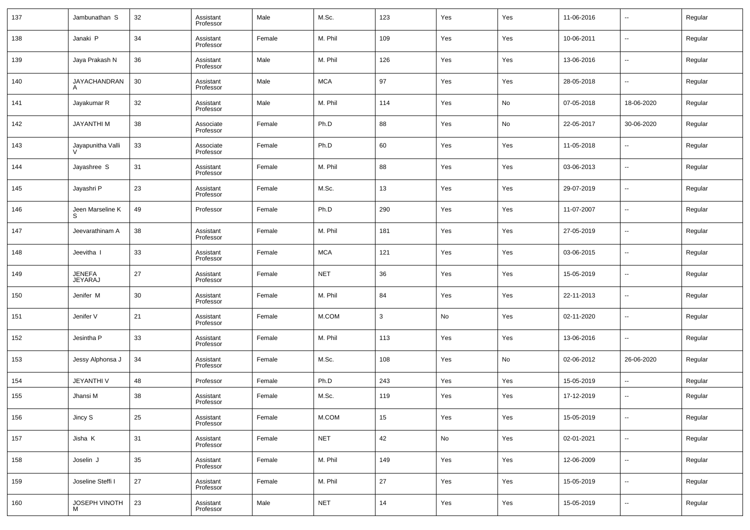| | | | | | | | | | | | |
|---|---|---|---|---|---|---|---|---|---|---|---|
| 137 | Jambunathan S | 32 | Assistant Professor | Male | M.Sc. | 123 | Yes | Yes | 11-06-2016 | -- | Regular |
| 138 | Janaki P | 34 | Assistant Professor | Female | M. Phil | 109 | Yes | Yes | 10-06-2011 | -- | Regular |
| 139 | Jaya Prakash N | 36 | Assistant Professor | Male | M. Phil | 126 | Yes | Yes | 13-06-2016 | -- | Regular |
| 140 | JAYACHANDRAN A | 30 | Assistant Professor | Male | MCA | 97 | Yes | Yes | 28-05-2018 | -- | Regular |
| 141 | Jayakumar R | 32 | Assistant Professor | Male | M. Phil | 114 | Yes | No | 07-05-2018 | 18-06-2020 | Regular |
| 142 | JAYANTHI M | 38 | Associate Professor | Female | Ph.D | 88 | Yes | No | 22-05-2017 | 30-06-2020 | Regular |
| 143 | Jayapunitha Valli V | 33 | Associate Professor | Female | Ph.D | 60 | Yes | Yes | 11-05-2018 | -- | Regular |
| 144 | Jayashree S | 31 | Assistant Professor | Female | M. Phil | 88 | Yes | Yes | 03-06-2013 | -- | Regular |
| 145 | Jayashri P | 23 | Assistant Professor | Female | M.Sc. | 13 | Yes | Yes | 29-07-2019 | -- | Regular |
| 146 | Jeen Marseline K S | 49 | Professor | Female | Ph.D | 290 | Yes | Yes | 11-07-2007 | -- | Regular |
| 147 | Jeevarathinam A | 38 | Assistant Professor | Female | M. Phil | 181 | Yes | Yes | 27-05-2019 | -- | Regular |
| 148 | Jeevitha I | 33 | Assistant Professor | Female | MCA | 121 | Yes | Yes | 03-06-2015 | -- | Regular |
| 149 | JENEFA JEYARAJ | 27 | Assistant Professor | Female | NET | 36 | Yes | Yes | 15-05-2019 | -- | Regular |
| 150 | Jenifer M | 30 | Assistant Professor | Female | M. Phil | 84 | Yes | Yes | 22-11-2013 | -- | Regular |
| 151 | Jenifer V | 21 | Assistant Professor | Female | M.COM | 3 | No | Yes | 02-11-2020 | -- | Regular |
| 152 | Jesintha P | 33 | Assistant Professor | Female | M. Phil | 113 | Yes | Yes | 13-06-2016 | -- | Regular |
| 153 | Jessy Alphonsa J | 34 | Assistant Professor | Female | M.Sc. | 108 | Yes | No | 02-06-2012 | 26-06-2020 | Regular |
| 154 | JEYANTHI V | 48 | Professor | Female | Ph.D | 243 | Yes | Yes | 15-05-2019 | -- | Regular |
| 155 | Jhansi M | 38 | Assistant Professor | Female | M.Sc. | 119 | Yes | Yes | 17-12-2019 | -- | Regular |
| 156 | Jincy S | 25 | Assistant Professor | Female | M.COM | 15 | Yes | Yes | 15-05-2019 | -- | Regular |
| 157 | Jisha K | 31 | Assistant Professor | Female | NET | 42 | No | Yes | 02-01-2021 | -- | Regular |
| 158 | Joselin J | 35 | Assistant Professor | Female | M. Phil | 149 | Yes | Yes | 12-06-2009 | -- | Regular |
| 159 | Joseline Steffi I | 27 | Assistant Professor | Female | M. Phil | 27 | Yes | Yes | 15-05-2019 | -- | Regular |
| 160 | JOSEPH VINOTH M | 23 | Assistant Professor | Male | NET | 14 | Yes | Yes | 15-05-2019 | -- | Regular |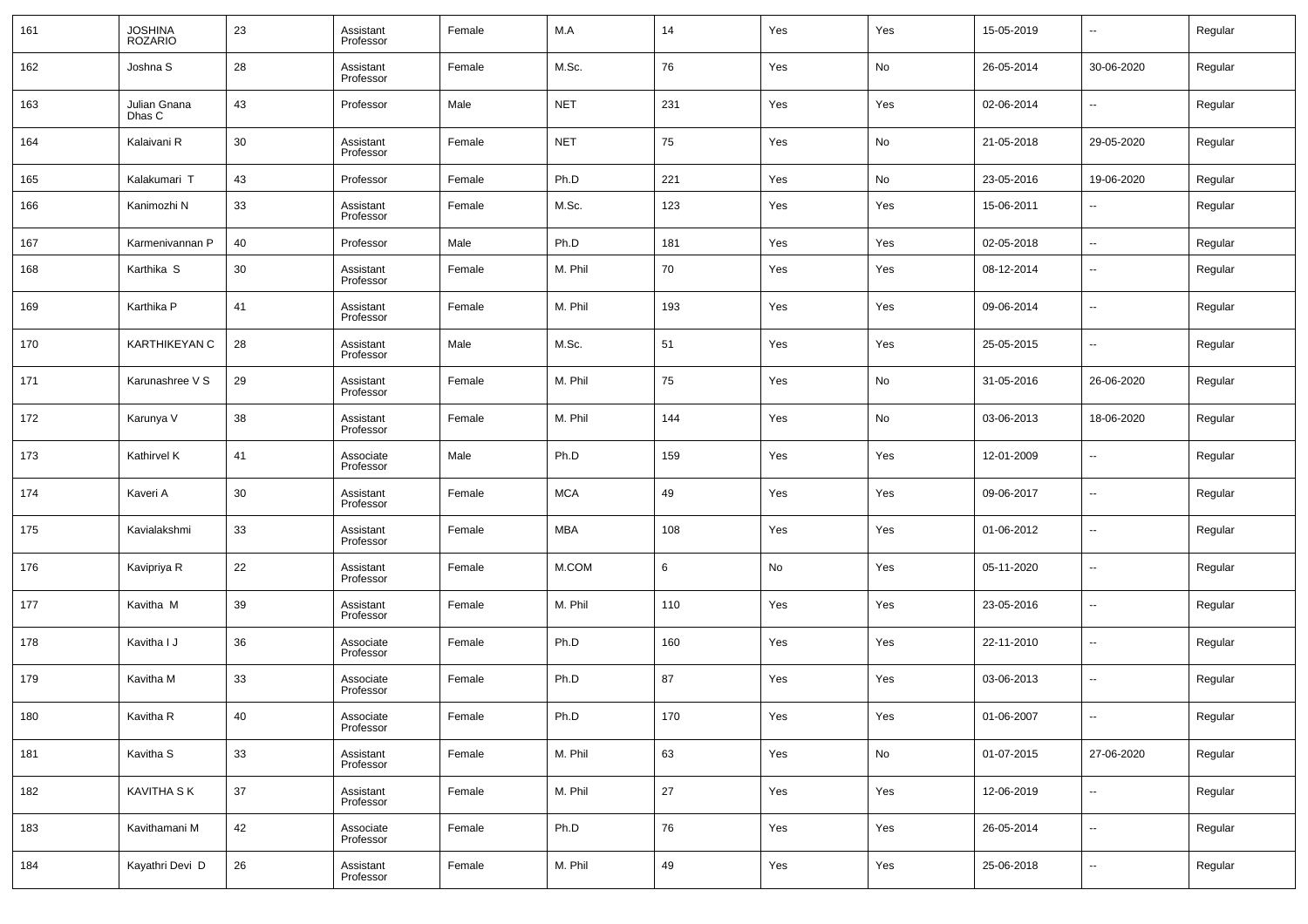| | | | | | | | | | | | |
|---|---|---|---|---|---|---|---|---|---|---|---|
| 161 | JOSHINA ROZARIO | 23 | Assistant Professor | Female | M.A | 14 | Yes | Yes | 15-05-2019 | -- | Regular |
| 162 | Joshna S | 28 | Assistant Professor | Female | M.Sc. | 76 | Yes | No | 26-05-2014 | 30-06-2020 | Regular |
| 163 | Julian Gnana Dhas C | 43 | Professor | Male | NET | 231 | Yes | Yes | 02-06-2014 | -- | Regular |
| 164 | Kalaivani R | 30 | Assistant Professor | Female | NET | 75 | Yes | No | 21-05-2018 | 29-05-2020 | Regular |
| 165 | Kalakumari T | 43 | Professor | Female | Ph.D | 221 | Yes | No | 23-05-2016 | 19-06-2020 | Regular |
| 166 | Kanimozhi N | 33 | Assistant Professor | Female | M.Sc. | 123 | Yes | Yes | 15-06-2011 | -- | Regular |
| 167 | Karmenivannan P | 40 | Professor | Male | Ph.D | 181 | Yes | Yes | 02-05-2018 | -- | Regular |
| 168 | Karthika S | 30 | Assistant Professor | Female | M. Phil | 70 | Yes | Yes | 08-12-2014 | -- | Regular |
| 169 | Karthika P | 41 | Assistant Professor | Female | M. Phil | 193 | Yes | Yes | 09-06-2014 | -- | Regular |
| 170 | KARTHIKEYAN C | 28 | Assistant Professor | Male | M.Sc. | 51 | Yes | Yes | 25-05-2015 | -- | Regular |
| 171 | Karunashree V S | 29 | Assistant Professor | Female | M. Phil | 75 | Yes | No | 31-05-2016 | 26-06-2020 | Regular |
| 172 | Karunya V | 38 | Assistant Professor | Female | M. Phil | 144 | Yes | No | 03-06-2013 | 18-06-2020 | Regular |
| 173 | Kathirvel K | 41 | Associate Professor | Male | Ph.D | 159 | Yes | Yes | 12-01-2009 | -- | Regular |
| 174 | Kaveri A | 30 | Assistant Professor | Female | MCA | 49 | Yes | Yes | 09-06-2017 | -- | Regular |
| 175 | Kavialakshmi | 33 | Assistant Professor | Female | MBA | 108 | Yes | Yes | 01-06-2012 | -- | Regular |
| 176 | Kavipriya R | 22 | Assistant Professor | Female | M.COM | 6 | No | Yes | 05-11-2020 | -- | Regular |
| 177 | Kavitha M | 39 | Assistant Professor | Female | M. Phil | 110 | Yes | Yes | 23-05-2016 | -- | Regular |
| 178 | Kavitha I J | 36 | Associate Professor | Female | Ph.D | 160 | Yes | Yes | 22-11-2010 | -- | Regular |
| 179 | Kavitha M | 33 | Associate Professor | Female | Ph.D | 87 | Yes | Yes | 03-06-2013 | -- | Regular |
| 180 | Kavitha R | 40 | Associate Professor | Female | Ph.D | 170 | Yes | Yes | 01-06-2007 | -- | Regular |
| 181 | Kavitha S | 33 | Assistant Professor | Female | M. Phil | 63 | Yes | No | 01-07-2015 | 27-06-2020 | Regular |
| 182 | KAVITHA S K | 37 | Assistant Professor | Female | M. Phil | 27 | Yes | Yes | 12-06-2019 | -- | Regular |
| 183 | Kavithamani M | 42 | Associate Professor | Female | Ph.D | 76 | Yes | Yes | 26-05-2014 | -- | Regular |
| 184 | Kayathri Devi D | 26 | Assistant Professor | Female | M. Phil | 49 | Yes | Yes | 25-06-2018 | -- | Regular |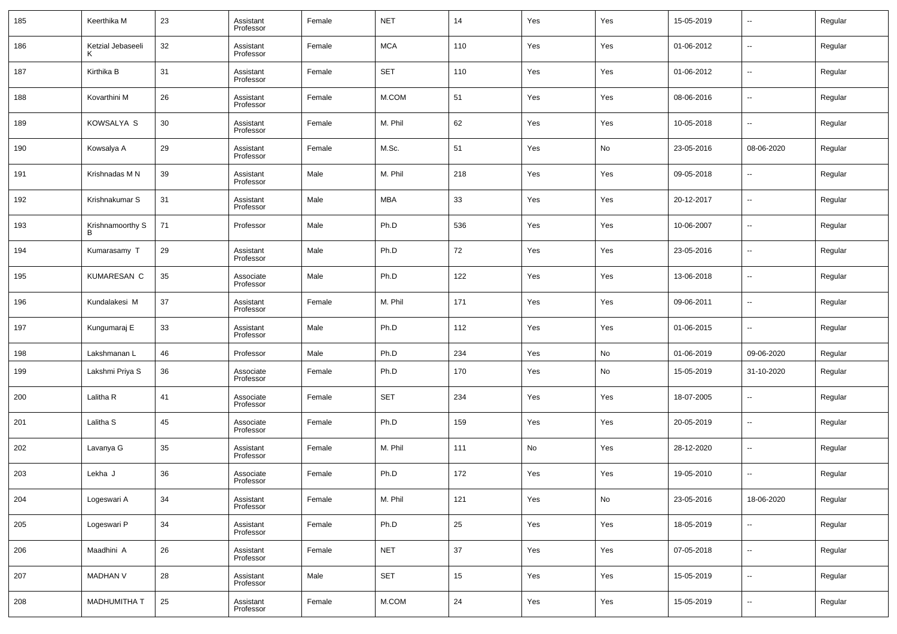| | | | | | | | | | | | |
|---|---|---|---|---|---|---|---|---|---|---|---|
| 185 | Keerthika M | 23 | Assistant Professor | Female | NET | 14 | Yes | Yes | 15-05-2019 | -- | Regular |
| 186 | Ketzial Jebaseeli K | 32 | Assistant Professor | Female | MCA | 110 | Yes | Yes | 01-06-2012 | -- | Regular |
| 187 | Kirthika B | 31 | Assistant Professor | Female | SET | 110 | Yes | Yes | 01-06-2012 | -- | Regular |
| 188 | Kovarthini M | 26 | Assistant Professor | Female | M.COM | 51 | Yes | Yes | 08-06-2016 | -- | Regular |
| 189 | KOWSALYA S | 30 | Assistant Professor | Female | M. Phil | 62 | Yes | Yes | 10-05-2018 | -- | Regular |
| 190 | Kowsalya A | 29 | Assistant Professor | Female | M.Sc. | 51 | Yes | No | 23-05-2016 | 08-06-2020 | Regular |
| 191 | Krishnadas M N | 39 | Assistant Professor | Male | M. Phil | 218 | Yes | Yes | 09-05-2018 | -- | Regular |
| 192 | Krishnakumar S | 31 | Assistant Professor | Male | MBA | 33 | Yes | Yes | 20-12-2017 | -- | Regular |
| 193 | Krishnamoorthy S B | 71 | Professor | Male | Ph.D | 536 | Yes | Yes | 10-06-2007 | -- | Regular |
| 194 | Kumarasamy T | 29 | Assistant Professor | Male | Ph.D | 72 | Yes | Yes | 23-05-2016 | -- | Regular |
| 195 | KUMARESAN C | 35 | Associate Professor | Male | Ph.D | 122 | Yes | Yes | 13-06-2018 | -- | Regular |
| 196 | Kundalakesi M | 37 | Assistant Professor | Female | M. Phil | 171 | Yes | Yes | 09-06-2011 | -- | Regular |
| 197 | Kungumaraj E | 33 | Assistant Professor | Male | Ph.D | 112 | Yes | Yes | 01-06-2015 | -- | Regular |
| 198 | Lakshmanan L | 46 | Professor | Male | Ph.D | 234 | Yes | No | 01-06-2019 | 09-06-2020 | Regular |
| 199 | Lakshmi Priya S | 36 | Associate Professor | Female | Ph.D | 170 | Yes | No | 15-05-2019 | 31-10-2020 | Regular |
| 200 | Lalitha R | 41 | Associate Professor | Female | SET | 234 | Yes | Yes | 18-07-2005 | -- | Regular |
| 201 | Lalitha S | 45 | Associate Professor | Female | Ph.D | 159 | Yes | Yes | 20-05-2019 | -- | Regular |
| 202 | Lavanya G | 35 | Assistant Professor | Female | M. Phil | 111 | No | Yes | 28-12-2020 | -- | Regular |
| 203 | Lekha J | 36 | Associate Professor | Female | Ph.D | 172 | Yes | Yes | 19-05-2010 | -- | Regular |
| 204 | Logeswari A | 34 | Assistant Professor | Female | M. Phil | 121 | Yes | No | 23-05-2016 | 18-06-2020 | Regular |
| 205 | Logeswari P | 34 | Assistant Professor | Female | Ph.D | 25 | Yes | Yes | 18-05-2019 | -- | Regular |
| 206 | Maadhini A | 26 | Assistant Professor | Female | NET | 37 | Yes | Yes | 07-05-2018 | -- | Regular |
| 207 | MADHAN V | 28 | Assistant Professor | Male | SET | 15 | Yes | Yes | 15-05-2019 | -- | Regular |
| 208 | MADHUMITHA T | 25 | Assistant Professor | Female | M.COM | 24 | Yes | Yes | 15-05-2019 | -- | Regular |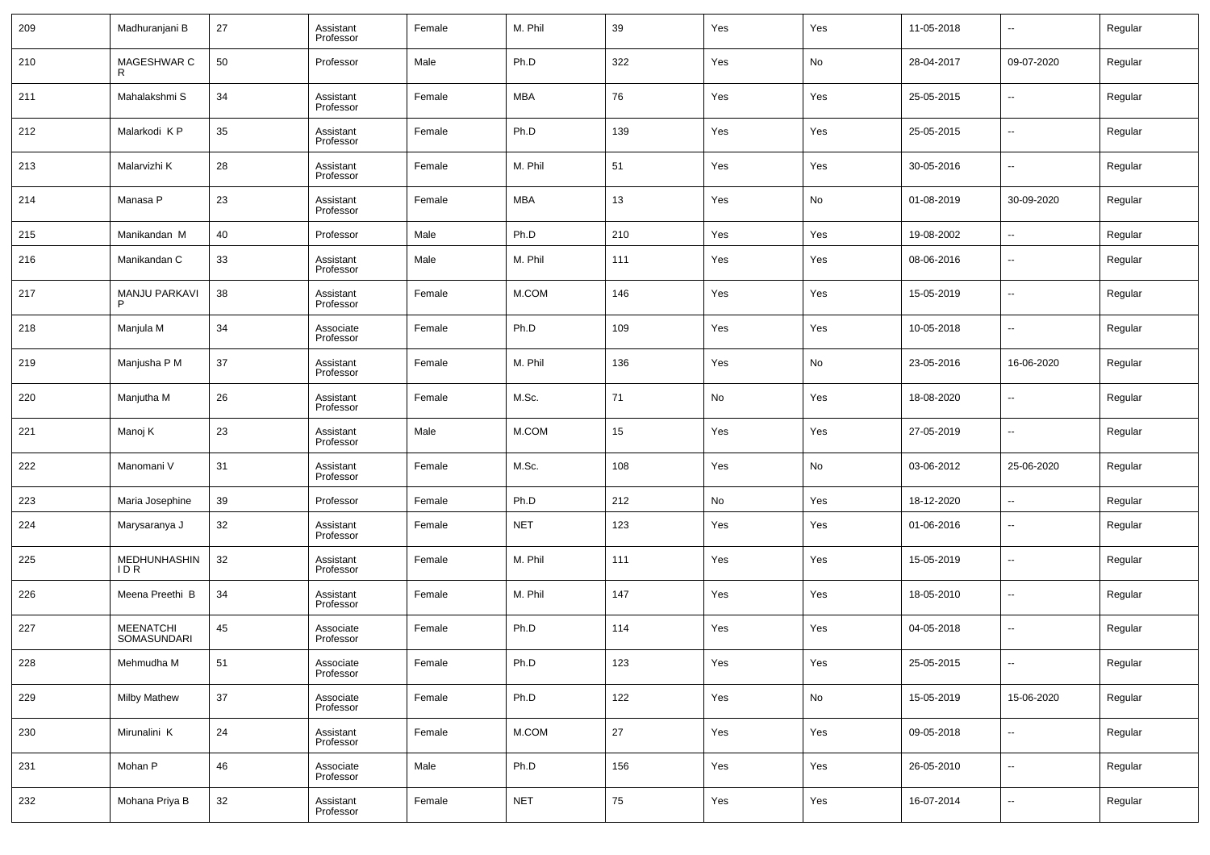| | | | | | | | | | | | |
|---|---|---|---|---|---|---|---|---|---|---|---|
| 209 | Madhuranjani B | 27 | Assistant Professor | Female | M. Phil | 39 | Yes | Yes | 11-05-2018 | -- | Regular |
| 210 | MAGESHWAR C R | 50 | Professor | Male | Ph.D | 322 | Yes | No | 28-04-2017 | 09-07-2020 | Regular |
| 211 | Mahalakshmi S | 34 | Assistant Professor | Female | MBA | 76 | Yes | Yes | 25-05-2015 | -- | Regular |
| 212 | Malarkodi K P | 35 | Assistant Professor | Female | Ph.D | 139 | Yes | Yes | 25-05-2015 | -- | Regular |
| 213 | Malarvizhi K | 28 | Assistant Professor | Female | M. Phil | 51 | Yes | Yes | 30-05-2016 | -- | Regular |
| 214 | Manasa P | 23 | Assistant Professor | Female | MBA | 13 | Yes | No | 01-08-2019 | 30-09-2020 | Regular |
| 215 | Manikandan M | 40 | Professor | Male | Ph.D | 210 | Yes | Yes | 19-08-2002 | -- | Regular |
| 216 | Manikandan C | 33 | Assistant Professor | Male | M. Phil | 111 | Yes | Yes | 08-06-2016 | -- | Regular |
| 217 | MANJU PARKAVI P | 38 | Assistant Professor | Female | M.COM | 146 | Yes | Yes | 15-05-2019 | -- | Regular |
| 218 | Manjula M | 34 | Associate Professor | Female | Ph.D | 109 | Yes | Yes | 10-05-2018 | -- | Regular |
| 219 | Manjusha P M | 37 | Assistant Professor | Female | M. Phil | 136 | Yes | No | 23-05-2016 | 16-06-2020 | Regular |
| 220 | Manjutha M | 26 | Assistant Professor | Female | M.Sc. | 71 | No | Yes | 18-08-2020 | -- | Regular |
| 221 | Manoj K | 23 | Assistant Professor | Male | M.COM | 15 | Yes | Yes | 27-05-2019 | -- | Regular |
| 222 | Manomani V | 31 | Assistant Professor | Female | M.Sc. | 108 | Yes | No | 03-06-2012 | 25-06-2020 | Regular |
| 223 | Maria Josephine | 39 | Professor | Female | Ph.D | 212 | No | Yes | 18-12-2020 | -- | Regular |
| 224 | Marysaranya J | 32 | Assistant Professor | Female | NET | 123 | Yes | Yes | 01-06-2016 | -- | Regular |
| 225 | MEDHUNHASHINI D R | 32 | Assistant Professor | Female | M. Phil | 111 | Yes | Yes | 15-05-2019 | -- | Regular |
| 226 | Meena Preethi B | 34 | Assistant Professor | Female | M. Phil | 147 | Yes | Yes | 18-05-2010 | -- | Regular |
| 227 | MEENATCHI SOMASUNDARI | 45 | Associate Professor | Female | Ph.D | 114 | Yes | Yes | 04-05-2018 | -- | Regular |
| 228 | Mehmudha M | 51 | Associate Professor | Female | Ph.D | 123 | Yes | Yes | 25-05-2015 | -- | Regular |
| 229 | Milby Mathew | 37 | Associate Professor | Female | Ph.D | 122 | Yes | No | 15-05-2019 | 15-06-2020 | Regular |
| 230 | Mirunalini K | 24 | Assistant Professor | Female | M.COM | 27 | Yes | Yes | 09-05-2018 | -- | Regular |
| 231 | Mohan P | 46 | Associate Professor | Male | Ph.D | 156 | Yes | Yes | 26-05-2010 | -- | Regular |
| 232 | Mohana Priya B | 32 | Assistant Professor | Female | NET | 75 | Yes | Yes | 16-07-2014 | -- | Regular |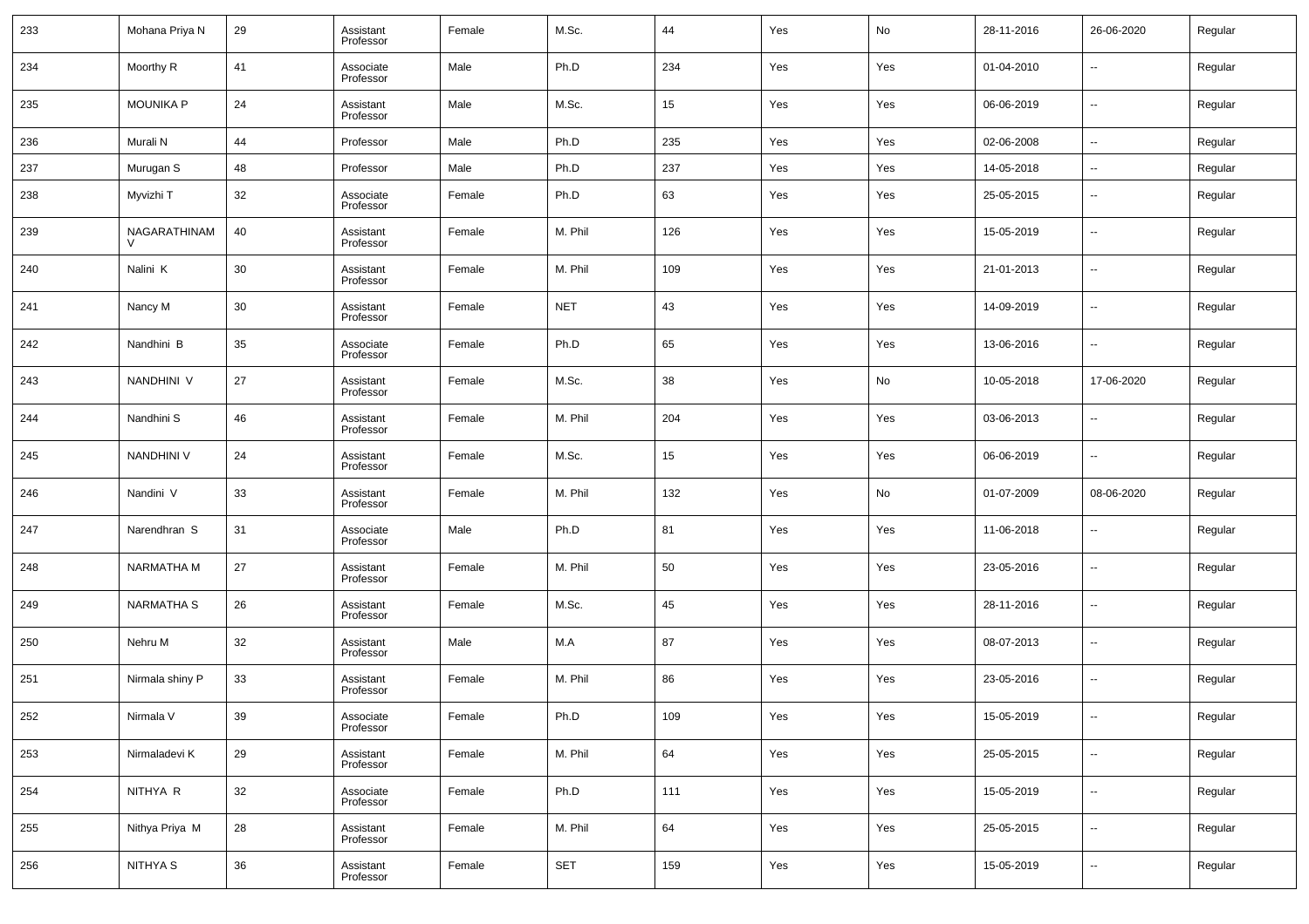| | | | | | | | | | | | |
|---|---|---|---|---|---|---|---|---|---|---|---|
| 233 | Mohana Priya N | 29 | Assistant Professor | Female | M.Sc. | 44 | Yes | No | 28-11-2016 | 26-06-2020 | Regular |
| 234 | Moorthy R | 41 | Associate Professor | Male | Ph.D | 234 | Yes | Yes | 01-04-2010 | -- | Regular |
| 235 | MOUNIKA P | 24 | Assistant Professor | Male | M.Sc. | 15 | Yes | Yes | 06-06-2019 | -- | Regular |
| 236 | Murali N | 44 | Professor | Male | Ph.D | 235 | Yes | Yes | 02-06-2008 | -- | Regular |
| 237 | Murugan S | 48 | Professor | Male | Ph.D | 237 | Yes | Yes | 14-05-2018 | -- | Regular |
| 238 | Myvizhi T | 32 | Associate Professor | Female | Ph.D | 63 | Yes | Yes | 25-05-2015 | -- | Regular |
| 239 | NAGARATHINAM V | 40 | Assistant Professor | Female | M. Phil | 126 | Yes | Yes | 15-05-2019 | -- | Regular |
| 240 | Nalini K | 30 | Assistant Professor | Female | M. Phil | 109 | Yes | Yes | 21-01-2013 | -- | Regular |
| 241 | Nancy M | 30 | Assistant Professor | Female | NET | 43 | Yes | Yes | 14-09-2019 | -- | Regular |
| 242 | Nandhini B | 35 | Associate Professor | Female | Ph.D | 65 | Yes | Yes | 13-06-2016 | -- | Regular |
| 243 | NANDHINI V | 27 | Assistant Professor | Female | M.Sc. | 38 | Yes | No | 10-05-2018 | 17-06-2020 | Regular |
| 244 | Nandhini S | 46 | Assistant Professor | Female | M. Phil | 204 | Yes | Yes | 03-06-2013 | -- | Regular |
| 245 | NANDHINI V | 24 | Assistant Professor | Female | M.Sc. | 15 | Yes | Yes | 06-06-2019 | -- | Regular |
| 246 | Nandini V | 33 | Assistant Professor | Female | M. Phil | 132 | Yes | No | 01-07-2009 | 08-06-2020 | Regular |
| 247 | Narendhran S | 31 | Associate Professor | Male | Ph.D | 81 | Yes | Yes | 11-06-2018 | -- | Regular |
| 248 | NARMATHA M | 27 | Assistant Professor | Female | M. Phil | 50 | Yes | Yes | 23-05-2016 | -- | Regular |
| 249 | NARMATHA S | 26 | Assistant Professor | Female | M.Sc. | 45 | Yes | Yes | 28-11-2016 | -- | Regular |
| 250 | Nehru M | 32 | Assistant Professor | Male | M.A | 87 | Yes | Yes | 08-07-2013 | -- | Regular |
| 251 | Nirmala shiny P | 33 | Assistant Professor | Female | M. Phil | 86 | Yes | Yes | 23-05-2016 | -- | Regular |
| 252 | Nirmala V | 39 | Associate Professor | Female | Ph.D | 109 | Yes | Yes | 15-05-2019 | -- | Regular |
| 253 | Nirmaladevi K | 29 | Assistant Professor | Female | M. Phil | 64 | Yes | Yes | 25-05-2015 | -- | Regular |
| 254 | NITHYA R | 32 | Associate Professor | Female | Ph.D | 111 | Yes | Yes | 15-05-2019 | -- | Regular |
| 255 | Nithya Priya M | 28 | Assistant Professor | Female | M. Phil | 64 | Yes | Yes | 25-05-2015 | -- | Regular |
| 256 | NITHYA S | 36 | Assistant Professor | Female | SET | 159 | Yes | Yes | 15-05-2019 | -- | Regular |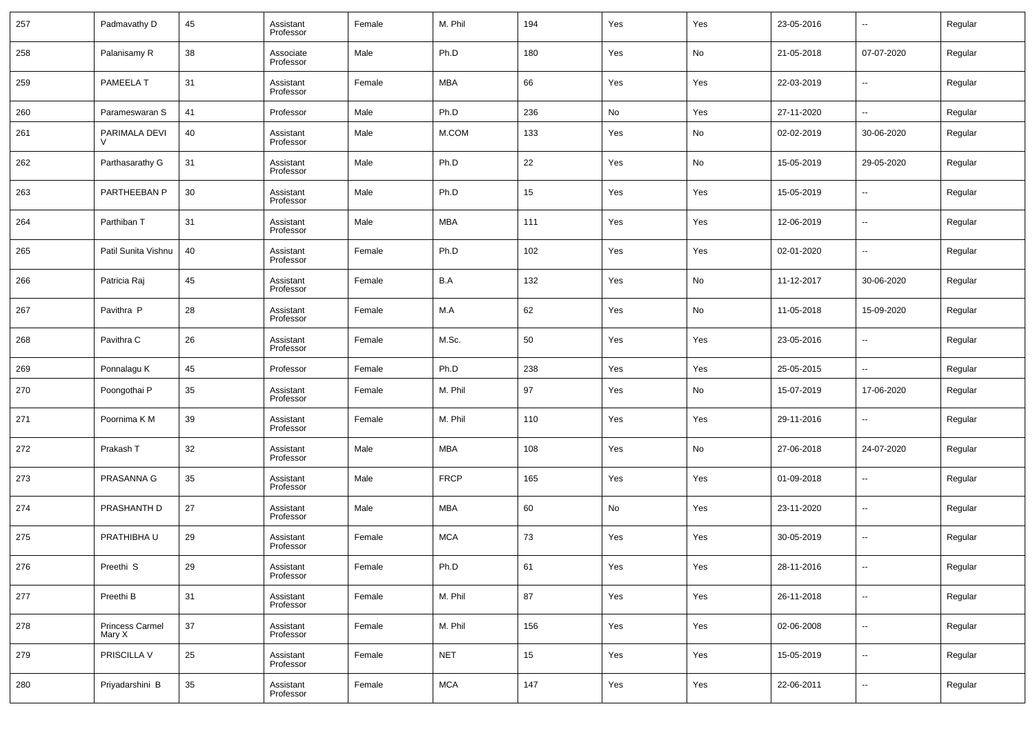| | | | | | | | | | | | |
|---|---|---|---|---|---|---|---|---|---|---|---|
| 257 | Padmavathy D | 45 | Assistant Professor | Female | M. Phil | 194 | Yes | Yes | 23-05-2016 | -- | Regular |
| 258 | Palanisamy R | 38 | Associate Professor | Male | Ph.D | 180 | Yes | No | 21-05-2018 | 07-07-2020 | Regular |
| 259 | PAMEELA T | 31 | Assistant Professor | Female | MBA | 66 | Yes | Yes | 22-03-2019 | -- | Regular |
| 260 | Parameswaran S | 41 | Professor | Male | Ph.D | 236 | No | Yes | 27-11-2020 | -- | Regular |
| 261 | PARIMALA DEVI V | 40 | Assistant Professor | Male | M.COM | 133 | Yes | No | 02-02-2019 | 30-06-2020 | Regular |
| 262 | Parthasarathy G | 31 | Assistant Professor | Male | Ph.D | 22 | Yes | No | 15-05-2019 | 29-05-2020 | Regular |
| 263 | PARTHEEBAN P | 30 | Assistant Professor | Male | Ph.D | 15 | Yes | Yes | 15-05-2019 | -- | Regular |
| 264 | Parthiban T | 31 | Assistant Professor | Male | MBA | 111 | Yes | Yes | 12-06-2019 | -- | Regular |
| 265 | Patil Sunita Vishnu | 40 | Assistant Professor | Female | Ph.D | 102 | Yes | Yes | 02-01-2020 | -- | Regular |
| 266 | Patricia Raj | 45 | Assistant Professor | Female | B.A | 132 | Yes | No | 11-12-2017 | 30-06-2020 | Regular |
| 267 | Pavithra P | 28 | Assistant Professor | Female | M.A | 62 | Yes | No | 11-05-2018 | 15-09-2020 | Regular |
| 268 | Pavithra C | 26 | Assistant Professor | Female | M.Sc. | 50 | Yes | Yes | 23-05-2016 | -- | Regular |
| 269 | Ponnalagu K | 45 | Professor | Female | Ph.D | 238 | Yes | Yes | 25-05-2015 | -- | Regular |
| 270 | Poongothai P | 35 | Assistant Professor | Female | M. Phil | 97 | Yes | No | 15-07-2019 | 17-06-2020 | Regular |
| 271 | Poornima K M | 39 | Assistant Professor | Female | M. Phil | 110 | Yes | Yes | 29-11-2016 | -- | Regular |
| 272 | Prakash T | 32 | Assistant Professor | Male | MBA | 108 | Yes | No | 27-06-2018 | 24-07-2020 | Regular |
| 273 | PRASANNA G | 35 | Assistant Professor | Male | FRCP | 165 | Yes | Yes | 01-09-2018 | -- | Regular |
| 274 | PRASHANTH D | 27 | Assistant Professor | Male | MBA | 60 | No | Yes | 23-11-2020 | -- | Regular |
| 275 | PRATHIBHA U | 29 | Assistant Professor | Female | MCA | 73 | Yes | Yes | 30-05-2019 | -- | Regular |
| 276 | Preethi S | 29 | Assistant Professor | Female | Ph.D | 61 | Yes | Yes | 28-11-2016 | -- | Regular |
| 277 | Preethi B | 31 | Assistant Professor | Female | M. Phil | 87 | Yes | Yes | 26-11-2018 | -- | Regular |
| 278 | Princess Carmel Mary X | 37 | Assistant Professor | Female | M. Phil | 156 | Yes | Yes | 02-06-2008 | -- | Regular |
| 279 | PRISCILLA V | 25 | Assistant Professor | Female | NET | 15 | Yes | Yes | 15-05-2019 | -- | Regular |
| 280 | Priyadarshini B | 35 | Assistant Professor | Female | MCA | 147 | Yes | Yes | 22-06-2011 | -- | Regular |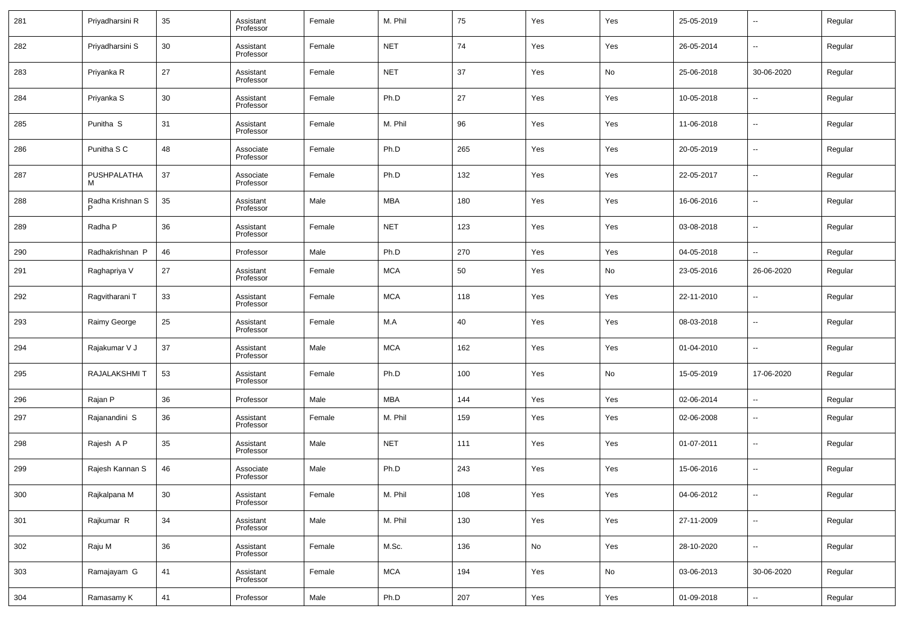| | | | | | | | | | | | |
|---|---|---|---|---|---|---|---|---|---|---|---|
| 281 | Priyadharsini R | 35 | Assistant Professor | Female | M. Phil | 75 | Yes | Yes | 25-05-2019 | -- | Regular |
| 282 | Priyadharsini S | 30 | Assistant Professor | Female | NET | 74 | Yes | Yes | 26-05-2014 | -- | Regular |
| 283 | Priyanka R | 27 | Assistant Professor | Female | NET | 37 | Yes | No | 25-06-2018 | 30-06-2020 | Regular |
| 284 | Priyanka S | 30 | Assistant Professor | Female | Ph.D | 27 | Yes | Yes | 10-05-2018 | -- | Regular |
| 285 | Punitha S | 31 | Assistant Professor | Female | M. Phil | 96 | Yes | Yes | 11-06-2018 | -- | Regular |
| 286 | Punitha S C | 48 | Associate Professor | Female | Ph.D | 265 | Yes | Yes | 20-05-2019 | -- | Regular |
| 287 | PUSHPALATHA M | 37 | Associate Professor | Female | Ph.D | 132 | Yes | Yes | 22-05-2017 | -- | Regular |
| 288 | Radha Krishnan S P | 35 | Assistant Professor | Male | MBA | 180 | Yes | Yes | 16-06-2016 | -- | Regular |
| 289 | Radha P | 36 | Assistant Professor | Female | NET | 123 | Yes | Yes | 03-08-2018 | -- | Regular |
| 290 | Radhakrishnan P | 46 | Professor | Male | Ph.D | 270 | Yes | Yes | 04-05-2018 | -- | Regular |
| 291 | Raghapriya V | 27 | Assistant Professor | Female | MCA | 50 | Yes | No | 23-05-2016 | 26-06-2020 | Regular |
| 292 | Ragvitharani T | 33 | Assistant Professor | Female | MCA | 118 | Yes | Yes | 22-11-2010 | -- | Regular |
| 293 | Raimy George | 25 | Assistant Professor | Female | M.A | 40 | Yes | Yes | 08-03-2018 | -- | Regular |
| 294 | Rajakumar V J | 37 | Assistant Professor | Male | MCA | 162 | Yes | Yes | 01-04-2010 | -- | Regular |
| 295 | RAJALAKSHMI T | 53 | Assistant Professor | Female | Ph.D | 100 | Yes | No | 15-05-2019 | 17-06-2020 | Regular |
| 296 | Rajan P | 36 | Professor | Male | MBA | 144 | Yes | Yes | 02-06-2014 | -- | Regular |
| 297 | Rajanandini S | 36 | Assistant Professor | Female | M. Phil | 159 | Yes | Yes | 02-06-2008 | -- | Regular |
| 298 | Rajesh A P | 35 | Assistant Professor | Male | NET | 111 | Yes | Yes | 01-07-2011 | -- | Regular |
| 299 | Rajesh Kannan S | 46 | Associate Professor | Male | Ph.D | 243 | Yes | Yes | 15-06-2016 | -- | Regular |
| 300 | Rajkalpana M | 30 | Assistant Professor | Female | M. Phil | 108 | Yes | Yes | 04-06-2012 | -- | Regular |
| 301 | Rajkumar R | 34 | Assistant Professor | Male | M. Phil | 130 | Yes | Yes | 27-11-2009 | -- | Regular |
| 302 | Raju M | 36 | Assistant Professor | Female | M.Sc. | 136 | No | Yes | 28-10-2020 | -- | Regular |
| 303 | Ramajayam G | 41 | Assistant Professor | Female | MCA | 194 | Yes | No | 03-06-2013 | 30-06-2020 | Regular |
| 304 | Ramasamy K | 41 | Professor | Male | Ph.D | 207 | Yes | Yes | 01-09-2018 | -- | Regular |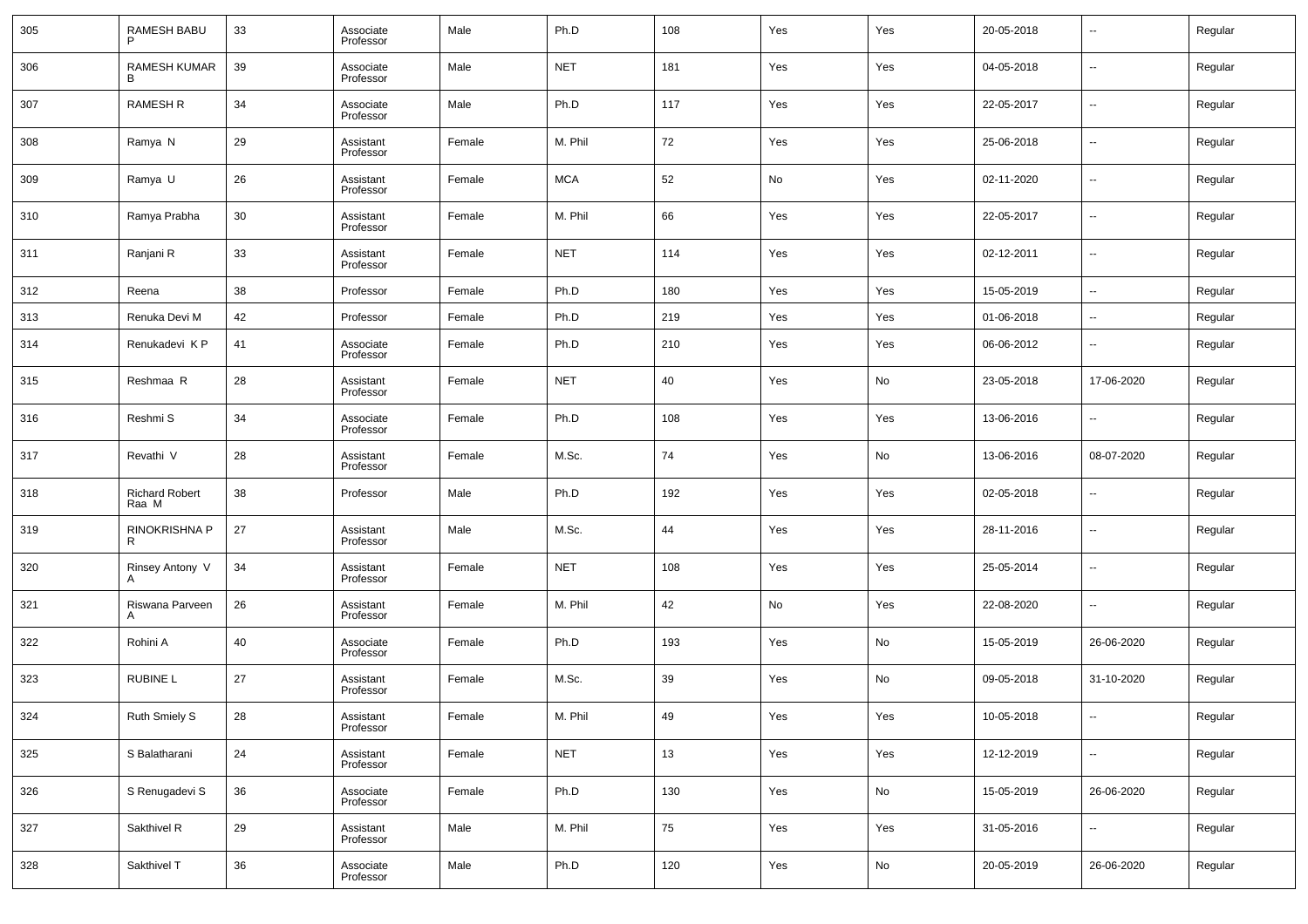| | | | | | | | | | | | |
|---|---|---|---|---|---|---|---|---|---|---|---|
| 305 | RAMESH BABU P | 33 | Associate Professor | Male | Ph.D | 108 | Yes | Yes | 20-05-2018 | -- | Regular |
| 306 | RAMESH KUMAR B | 39 | Associate Professor | Male | NET | 181 | Yes | Yes | 04-05-2018 | -- | Regular |
| 307 | RAMESH R | 34 | Associate Professor | Male | Ph.D | 117 | Yes | Yes | 22-05-2017 | -- | Regular |
| 308 | Ramya N | 29 | Assistant Professor | Female | M. Phil | 72 | Yes | Yes | 25-06-2018 | -- | Regular |
| 309 | Ramya U | 26 | Assistant Professor | Female | MCA | 52 | No | Yes | 02-11-2020 | -- | Regular |
| 310 | Ramya Prabha | 30 | Assistant Professor | Female | M. Phil | 66 | Yes | Yes | 22-05-2017 | -- | Regular |
| 311 | Ranjani R | 33 | Assistant Professor | Female | NET | 114 | Yes | Yes | 02-12-2011 | -- | Regular |
| 312 | Reena | 38 | Professor | Female | Ph.D | 180 | Yes | Yes | 15-05-2019 | -- | Regular |
| 313 | Renuka Devi M | 42 | Professor | Female | Ph.D | 219 | Yes | Yes | 01-06-2018 | -- | Regular |
| 314 | Renukadevi K P | 41 | Associate Professor | Female | Ph.D | 210 | Yes | Yes | 06-06-2012 | -- | Regular |
| 315 | Reshmaa R | 28 | Assistant Professor | Female | NET | 40 | Yes | No | 23-05-2018 | 17-06-2020 | Regular |
| 316 | Reshmi S | 34 | Associate Professor | Female | Ph.D | 108 | Yes | Yes | 13-06-2016 | -- | Regular |
| 317 | Revathi V | 28 | Assistant Professor | Female | M.Sc. | 74 | Yes | No | 13-06-2016 | 08-07-2020 | Regular |
| 318 | Richard Robert Raa M | 38 | Professor | Male | Ph.D | 192 | Yes | Yes | 02-05-2018 | -- | Regular |
| 319 | RINOKRISHNA P R | 27 | Assistant Professor | Male | M.Sc. | 44 | Yes | Yes | 28-11-2016 | -- | Regular |
| 320 | Rinsey Antony V A | 34 | Assistant Professor | Female | NET | 108 | Yes | Yes | 25-05-2014 | -- | Regular |
| 321 | Riswana Parveen A | 26 | Assistant Professor | Female | M. Phil | 42 | No | Yes | 22-08-2020 | -- | Regular |
| 322 | Rohini A | 40 | Associate Professor | Female | Ph.D | 193 | Yes | No | 15-05-2019 | 26-06-2020 | Regular |
| 323 | RUBINE L | 27 | Assistant Professor | Female | M.Sc. | 39 | Yes | No | 09-05-2018 | 31-10-2020 | Regular |
| 324 | Ruth Smiely S | 28 | Assistant Professor | Female | M. Phil | 49 | Yes | Yes | 10-05-2018 | -- | Regular |
| 325 | S Balatharani | 24 | Assistant Professor | Female | NET | 13 | Yes | Yes | 12-12-2019 | -- | Regular |
| 326 | S Renugadevi S | 36 | Associate Professor | Female | Ph.D | 130 | Yes | No | 15-05-2019 | 26-06-2020 | Regular |
| 327 | Sakthivel R | 29 | Assistant Professor | Male | M. Phil | 75 | Yes | Yes | 31-05-2016 | -- | Regular |
| 328 | Sakthivel T | 36 | Associate Professor | Male | Ph.D | 120 | Yes | No | 20-05-2019 | 26-06-2020 | Regular |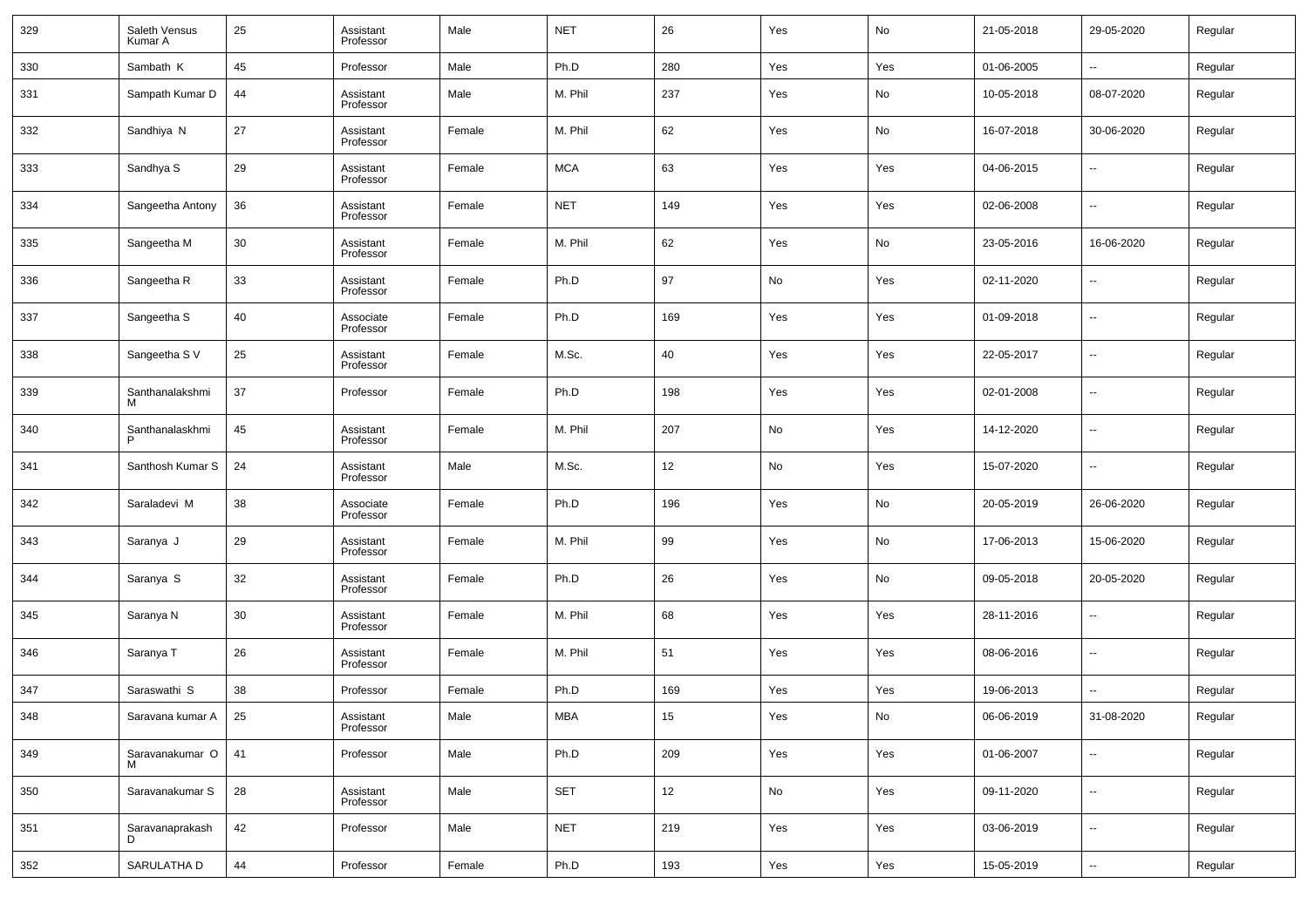| | | | | | | | | | | | |
|---|---|---|---|---|---|---|---|---|---|---|---|
| 329 | Saleth Vensus Kumar A | 25 | Assistant Professor | Male | NET | 26 | Yes | No | 21-05-2018 | 29-05-2020 | Regular |
| 330 | Sambath K | 45 | Professor | Male | Ph.D | 280 | Yes | Yes | 01-06-2005 | -- | Regular |
| 331 | Sampath Kumar D | 44 | Assistant Professor | Male | M. Phil | 237 | Yes | No | 10-05-2018 | 08-07-2020 | Regular |
| 332 | Sandhiya N | 27 | Assistant Professor | Female | M. Phil | 62 | Yes | No | 16-07-2018 | 30-06-2020 | Regular |
| 333 | Sandhya S | 29 | Assistant Professor | Female | MCA | 63 | Yes | Yes | 04-06-2015 | -- | Regular |
| 334 | Sangeetha Antony | 36 | Assistant Professor | Female | NET | 149 | Yes | Yes | 02-06-2008 | -- | Regular |
| 335 | Sangeetha M | 30 | Assistant Professor | Female | M. Phil | 62 | Yes | No | 23-05-2016 | 16-06-2020 | Regular |
| 336 | Sangeetha R | 33 | Assistant Professor | Female | Ph.D | 97 | No | Yes | 02-11-2020 | -- | Regular |
| 337 | Sangeetha S | 40 | Associate Professor | Female | Ph.D | 169 | Yes | Yes | 01-09-2018 | -- | Regular |
| 338 | Sangeetha S V | 25 | Assistant Professor | Female | M.Sc. | 40 | Yes | Yes | 22-05-2017 | -- | Regular |
| 339 | Santhanalakshmi M | 37 | Professor | Female | Ph.D | 198 | Yes | Yes | 02-01-2008 | -- | Regular |
| 340 | Santhanalaskhmi P | 45 | Assistant Professor | Female | M. Phil | 207 | No | Yes | 14-12-2020 | -- | Regular |
| 341 | Santhosh Kumar S | 24 | Assistant Professor | Male | M.Sc. | 12 | No | Yes | 15-07-2020 | -- | Regular |
| 342 | Saraladevi M | 38 | Associate Professor | Female | Ph.D | 196 | Yes | No | 20-05-2019 | 26-06-2020 | Regular |
| 343 | Saranya J | 29 | Assistant Professor | Female | M. Phil | 99 | Yes | No | 17-06-2013 | 15-06-2020 | Regular |
| 344 | Saranya S | 32 | Assistant Professor | Female | Ph.D | 26 | Yes | No | 09-05-2018 | 20-05-2020 | Regular |
| 345 | Saranya N | 30 | Assistant Professor | Female | M. Phil | 68 | Yes | Yes | 28-11-2016 | -- | Regular |
| 346 | Saranya T | 26 | Assistant Professor | Female | M. Phil | 51 | Yes | Yes | 08-06-2016 | -- | Regular |
| 347 | Saraswathi S | 38 | Professor | Female | Ph.D | 169 | Yes | Yes | 19-06-2013 | -- | Regular |
| 348 | Saravana kumar A | 25 | Assistant Professor | Male | MBA | 15 | Yes | No | 06-06-2019 | 31-08-2020 | Regular |
| 349 | Saravanakumar O M | 41 | Professor | Male | Ph.D | 209 | Yes | Yes | 01-06-2007 | -- | Regular |
| 350 | Saravanakumar S | 28 | Assistant Professor | Male | SET | 12 | No | Yes | 09-11-2020 | -- | Regular |
| 351 | Saravanaprakash D | 42 | Professor | Male | NET | 219 | Yes | Yes | 03-06-2019 | -- | Regular |
| 352 | SARULATHA D | 44 | Professor | Female | Ph.D | 193 | Yes | Yes | 15-05-2019 | -- | Regular |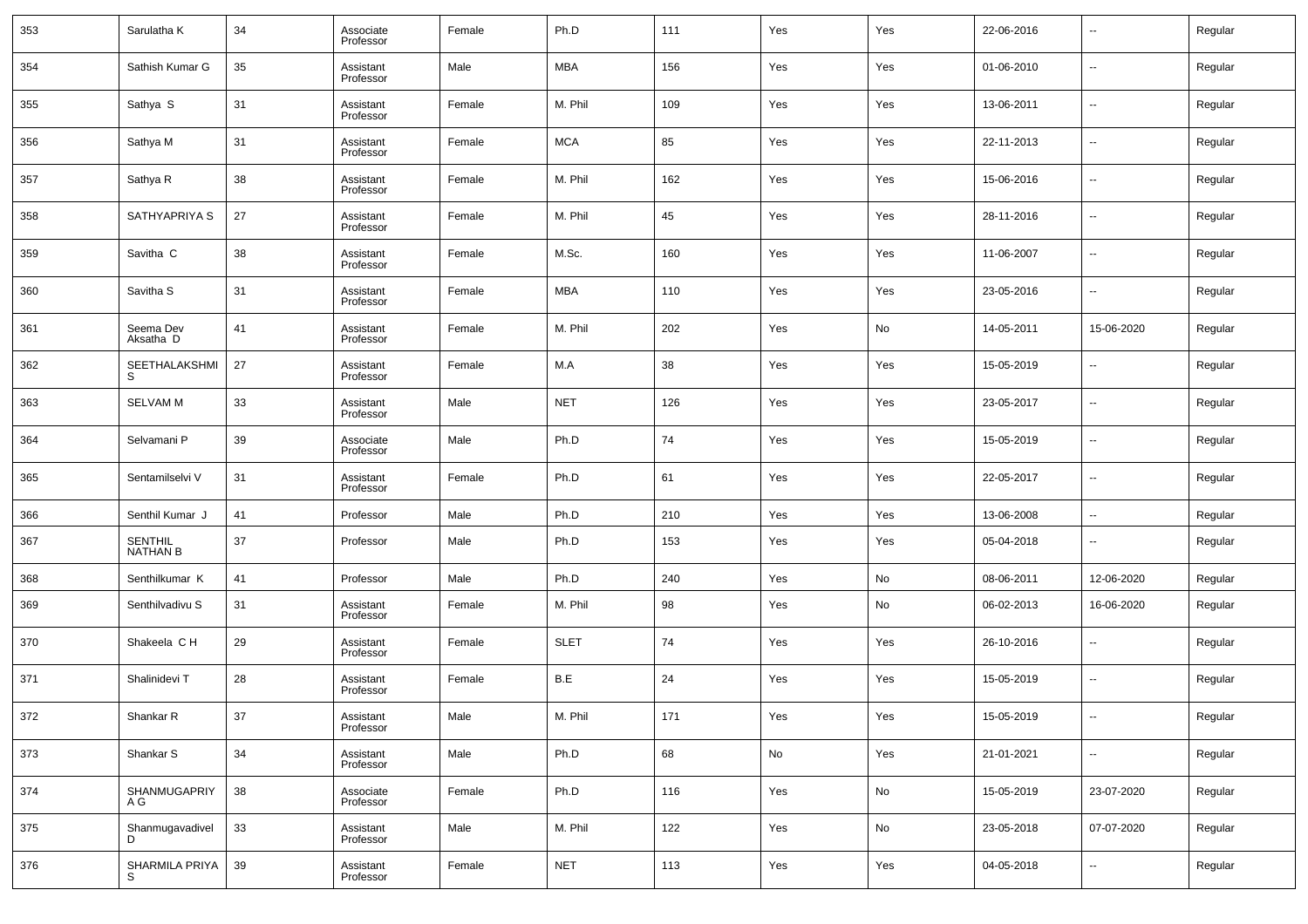| | | | | | | | | | | | |
|---|---|---|---|---|---|---|---|---|---|---|---|
| 353 | Sarulatha K | 34 | Associate Professor | Female | Ph.D | 111 | Yes | Yes | 22-06-2016 | -- | Regular |
| 354 | Sathish Kumar G | 35 | Assistant Professor | Male | MBA | 156 | Yes | Yes | 01-06-2010 | -- | Regular |
| 355 | Sathya S | 31 | Assistant Professor | Female | M. Phil | 109 | Yes | Yes | 13-06-2011 | -- | Regular |
| 356 | Sathya M | 31 | Assistant Professor | Female | MCA | 85 | Yes | Yes | 22-11-2013 | -- | Regular |
| 357 | Sathya R | 38 | Assistant Professor | Female | M. Phil | 162 | Yes | Yes | 15-06-2016 | -- | Regular |
| 358 | SATHYAPRIYA S | 27 | Assistant Professor | Female | M. Phil | 45 | Yes | Yes | 28-11-2016 | -- | Regular |
| 359 | Savitha C | 38 | Assistant Professor | Female | M.Sc. | 160 | Yes | Yes | 11-06-2007 | -- | Regular |
| 360 | Savitha S | 31 | Assistant Professor | Female | MBA | 110 | Yes | Yes | 23-05-2016 | -- | Regular |
| 361 | Seema Dev Aksatha D | 41 | Assistant Professor | Female | M. Phil | 202 | Yes | No | 14-05-2011 | 15-06-2020 | Regular |
| 362 | SEETHALAKSHMI S | 27 | Assistant Professor | Female | M.A | 38 | Yes | Yes | 15-05-2019 | -- | Regular |
| 363 | SELVAM M | 33 | Assistant Professor | Male | NET | 126 | Yes | Yes | 23-05-2017 | -- | Regular |
| 364 | Selvamani P | 39 | Associate Professor | Male | Ph.D | 74 | Yes | Yes | 15-05-2019 | -- | Regular |
| 365 | Sentamilselvi V | 31 | Assistant Professor | Female | Ph.D | 61 | Yes | Yes | 22-05-2017 | -- | Regular |
| 366 | Senthil Kumar J | 41 | Professor | Male | Ph.D | 210 | Yes | Yes | 13-06-2008 | -- | Regular |
| 367 | SENTHIL NATHAN B | 37 | Professor | Male | Ph.D | 153 | Yes | Yes | 05-04-2018 | -- | Regular |
| 368 | Senthilkumar K | 41 | Professor | Male | Ph.D | 240 | Yes | No | 08-06-2011 | 12-06-2020 | Regular |
| 369 | Senthilvadivu S | 31 | Assistant Professor | Female | M. Phil | 98 | Yes | No | 06-02-2013 | 16-06-2020 | Regular |
| 370 | Shakeela C H | 29 | Assistant Professor | Female | SLET | 74 | Yes | Yes | 26-10-2016 | -- | Regular |
| 371 | Shalinidevi T | 28 | Assistant Professor | Female | B.E | 24 | Yes | Yes | 15-05-2019 | -- | Regular |
| 372 | Shankar R | 37 | Assistant Professor | Male | M. Phil | 171 | Yes | Yes | 15-05-2019 | -- | Regular |
| 373 | Shankar S | 34 | Assistant Professor | Male | Ph.D | 68 | No | Yes | 21-01-2021 | -- | Regular |
| 374 | SHANMUGAPRIYA G | 38 | Associate Professor | Female | Ph.D | 116 | Yes | No | 15-05-2019 | 23-07-2020 | Regular |
| 375 | Shanmugavadivel D | 33 | Assistant Professor | Male | M. Phil | 122 | Yes | No | 23-05-2018 | 07-07-2020 | Regular |
| 376 | SHARMILA PRIYA S | 39 | Assistant Professor | Female | NET | 113 | Yes | Yes | 04-05-2018 | -- | Regular |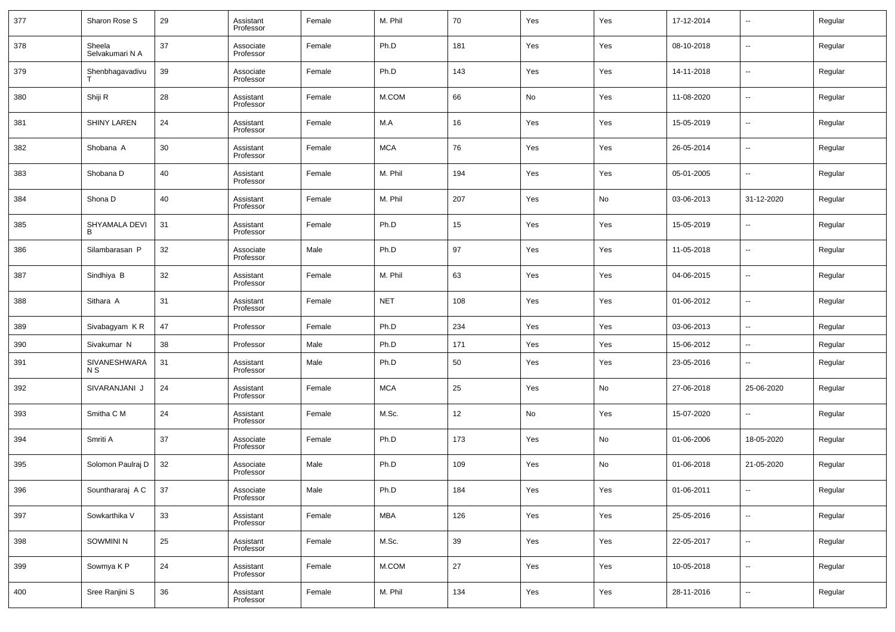| | | | | | | | | | | | |
|---|---|---|---|---|---|---|---|---|---|---|---|
| 377 | Sharon Rose S | 29 | Assistant Professor | Female | M. Phil | 70 | Yes | Yes | 17-12-2014 | -- | Regular |
| 378 | Sheela Selvakumari N A | 37 | Associate Professor | Female | Ph.D | 181 | Yes | Yes | 08-10-2018 | -- | Regular |
| 379 | Shenbhagavadivu T | 39 | Associate Professor | Female | Ph.D | 143 | Yes | Yes | 14-11-2018 | -- | Regular |
| 380 | Shiji R | 28 | Assistant Professor | Female | M.COM | 66 | No | Yes | 11-08-2020 | -- | Regular |
| 381 | SHINY LAREN | 24 | Assistant Professor | Female | M.A | 16 | Yes | Yes | 15-05-2019 | -- | Regular |
| 382 | Shobana A | 30 | Assistant Professor | Female | MCA | 76 | Yes | Yes | 26-05-2014 | -- | Regular |
| 383 | Shobana D | 40 | Assistant Professor | Female | M. Phil | 194 | Yes | Yes | 05-01-2005 | -- | Regular |
| 384 | Shona D | 40 | Assistant Professor | Female | M. Phil | 207 | Yes | No | 03-06-2013 | 31-12-2020 | Regular |
| 385 | SHYAMALA DEVI B | 31 | Assistant Professor | Female | Ph.D | 15 | Yes | Yes | 15-05-2019 | -- | Regular |
| 386 | Silambarasan P | 32 | Associate Professor | Male | Ph.D | 97 | Yes | Yes | 11-05-2018 | -- | Regular |
| 387 | Sindhiya B | 32 | Assistant Professor | Female | M. Phil | 63 | Yes | Yes | 04-06-2015 | -- | Regular |
| 388 | Sithara A | 31 | Assistant Professor | Female | NET | 108 | Yes | Yes | 01-06-2012 | -- | Regular |
| 389 | Sivabagyam K R | 47 | Professor | Female | Ph.D | 234 | Yes | Yes | 03-06-2013 | -- | Regular |
| 390 | Sivakumar N | 38 | Professor | Male | Ph.D | 171 | Yes | Yes | 15-06-2012 | -- | Regular |
| 391 | SIVANESHWARA N S | 31 | Assistant Professor | Male | Ph.D | 50 | Yes | Yes | 23-05-2016 | -- | Regular |
| 392 | SIVARANJANI J | 24 | Assistant Professor | Female | MCA | 25 | Yes | No | 27-06-2018 | 25-06-2020 | Regular |
| 393 | Smitha C M | 24 | Assistant Professor | Female | M.Sc. | 12 | No | Yes | 15-07-2020 | -- | Regular |
| 394 | Smriti A | 37 | Associate Professor | Female | Ph.D | 173 | Yes | No | 01-06-2006 | 18-05-2020 | Regular |
| 395 | Solomon Paulraj D | 32 | Associate Professor | Male | Ph.D | 109 | Yes | No | 01-06-2018 | 21-05-2020 | Regular |
| 396 | Sounthararaj A C | 37 | Associate Professor | Male | Ph.D | 184 | Yes | Yes | 01-06-2011 | -- | Regular |
| 397 | Sowkarthika V | 33 | Assistant Professor | Female | MBA | 126 | Yes | Yes | 25-05-2016 | -- | Regular |
| 398 | SOWMINI N | 25 | Assistant Professor | Female | M.Sc. | 39 | Yes | Yes | 22-05-2017 | -- | Regular |
| 399 | Sowmya K P | 24 | Assistant Professor | Female | M.COM | 27 | Yes | Yes | 10-05-2018 | -- | Regular |
| 400 | Sree Ranjini S | 36 | Assistant Professor | Female | M. Phil | 134 | Yes | Yes | 28-11-2016 | -- | Regular |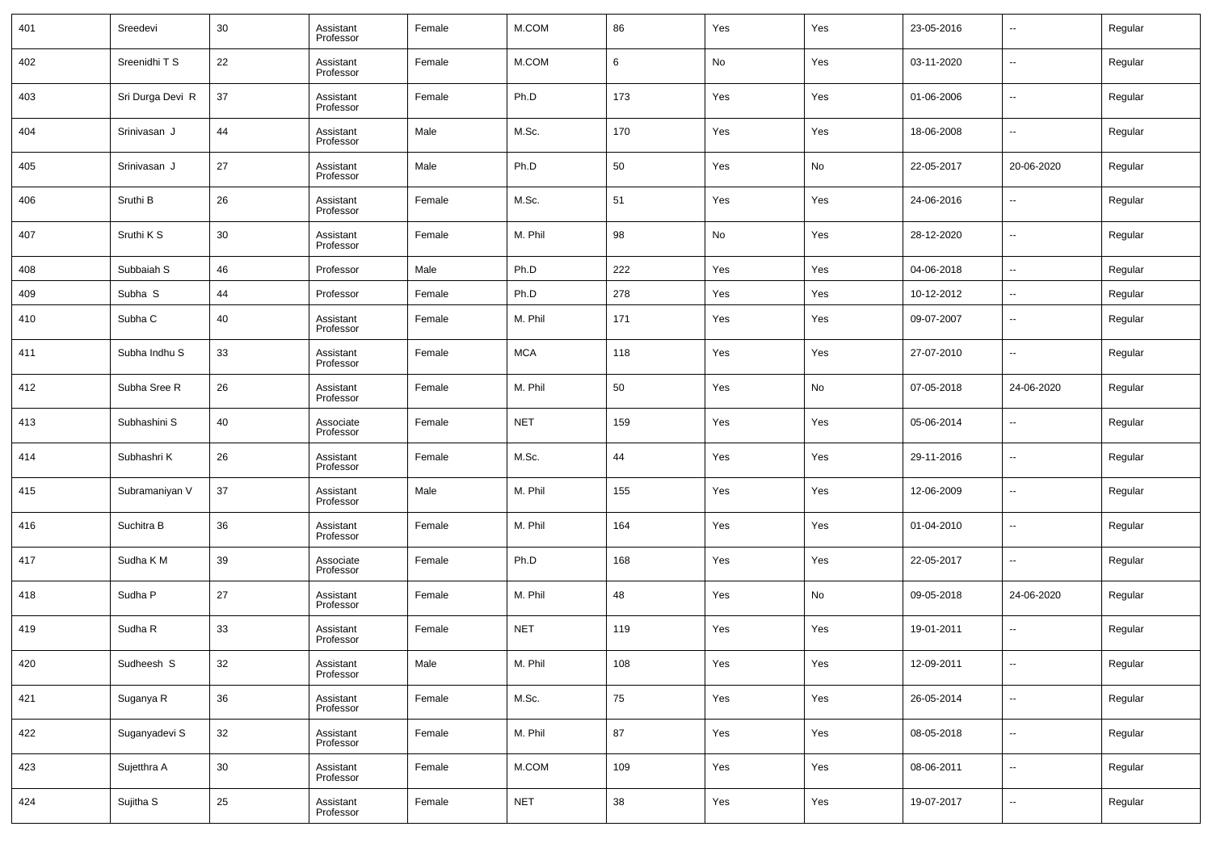| | | | | | | | | | | | |
|---|---|---|---|---|---|---|---|---|---|---|---|
| 401 | Sreedevi | 30 | Assistant Professor | Female | M.COM | 86 | Yes | Yes | 23-05-2016 | -- | Regular |
| 402 | Sreenidhi T S | 22 | Assistant Professor | Female | M.COM | 6 | No | Yes | 03-11-2020 | -- | Regular |
| 403 | Sri Durga Devi R | 37 | Assistant Professor | Female | Ph.D | 173 | Yes | Yes | 01-06-2006 | -- | Regular |
| 404 | Srinivasan J | 44 | Assistant Professor | Male | M.Sc. | 170 | Yes | Yes | 18-06-2008 | -- | Regular |
| 405 | Srinivasan J | 27 | Assistant Professor | Male | Ph.D | 50 | Yes | No | 22-05-2017 | 20-06-2020 | Regular |
| 406 | Sruthi B | 26 | Assistant Professor | Female | M.Sc. | 51 | Yes | Yes | 24-06-2016 | -- | Regular |
| 407 | Sruthi K S | 30 | Assistant Professor | Female | M. Phil | 98 | No | Yes | 28-12-2020 | -- | Regular |
| 408 | Subbaiah S | 46 | Professor | Male | Ph.D | 222 | Yes | Yes | 04-06-2018 | -- | Regular |
| 409 | Subha S | 44 | Professor | Female | Ph.D | 278 | Yes | Yes | 10-12-2012 | -- | Regular |
| 410 | Subha C | 40 | Assistant Professor | Female | M. Phil | 171 | Yes | Yes | 09-07-2007 | -- | Regular |
| 411 | Subha Indhu S | 33 | Assistant Professor | Female | MCA | 118 | Yes | Yes | 27-07-2010 | -- | Regular |
| 412 | Subha Sree R | 26 | Assistant Professor | Female | M. Phil | 50 | Yes | No | 07-05-2018 | 24-06-2020 | Regular |
| 413 | Subhashini S | 40 | Associate Professor | Female | NET | 159 | Yes | Yes | 05-06-2014 | -- | Regular |
| 414 | Subhashri K | 26 | Assistant Professor | Female | M.Sc. | 44 | Yes | Yes | 29-11-2016 | -- | Regular |
| 415 | Subramaniyan V | 37 | Assistant Professor | Male | M. Phil | 155 | Yes | Yes | 12-06-2009 | -- | Regular |
| 416 | Suchitra B | 36 | Assistant Professor | Female | M. Phil | 164 | Yes | Yes | 01-04-2010 | -- | Regular |
| 417 | Sudha K M | 39 | Associate Professor | Female | Ph.D | 168 | Yes | Yes | 22-05-2017 | -- | Regular |
| 418 | Sudha P | 27 | Assistant Professor | Female | M. Phil | 48 | Yes | No | 09-05-2018 | 24-06-2020 | Regular |
| 419 | Sudha R | 33 | Assistant Professor | Female | NET | 119 | Yes | Yes | 19-01-2011 | -- | Regular |
| 420 | Sudheesh S | 32 | Assistant Professor | Male | M. Phil | 108 | Yes | Yes | 12-09-2011 | -- | Regular |
| 421 | Suganya R | 36 | Assistant Professor | Female | M.Sc. | 75 | Yes | Yes | 26-05-2014 | -- | Regular |
| 422 | Suganyadevi S | 32 | Assistant Professor | Female | M. Phil | 87 | Yes | Yes | 08-05-2018 | -- | Regular |
| 423 | Sujetthra A | 30 | Assistant Professor | Female | M.COM | 109 | Yes | Yes | 08-06-2011 | -- | Regular |
| 424 | Sujitha S | 25 | Assistant Professor | Female | NET | 38 | Yes | Yes | 19-07-2017 | -- | Regular |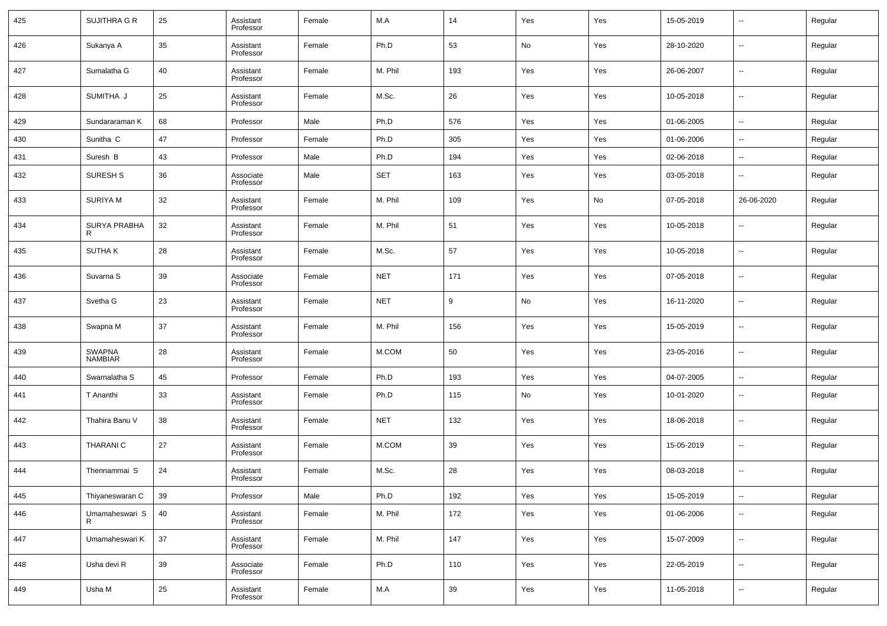| | | | | | | | | | | | |
|---|---|---|---|---|---|---|---|---|---|---|---|
| 425 | SUJITHRA G R | 25 | Assistant Professor | Female | M.A | 14 | Yes | Yes | 15-05-2019 | -- | Regular |
| 426 | Sukanya A | 35 | Assistant Professor | Female | Ph.D | 53 | No | Yes | 28-10-2020 | -- | Regular |
| 427 | Sumalatha G | 40 | Assistant Professor | Female | M. Phil | 193 | Yes | Yes | 26-06-2007 | -- | Regular |
| 428 | SUMITHA J | 25 | Assistant Professor | Female | M.Sc. | 26 | Yes | Yes | 10-05-2018 | -- | Regular |
| 429 | Sundararaman K | 68 | Professor | Male | Ph.D | 576 | Yes | Yes | 01-06-2005 | -- | Regular |
| 430 | Sunitha C | 47 | Professor | Female | Ph.D | 305 | Yes | Yes | 01-06-2006 | -- | Regular |
| 431 | Suresh B | 43 | Professor | Male | Ph.D | 194 | Yes | Yes | 02-06-2018 | -- | Regular |
| 432 | SURESH S | 36 | Associate Professor | Male | SET | 163 | Yes | Yes | 03-05-2018 | -- | Regular |
| 433 | SURIYA M | 32 | Assistant Professor | Female | M. Phil | 109 | Yes | No | 07-05-2018 | 26-06-2020 | Regular |
| 434 | SURYA PRABHA R | 32 | Assistant Professor | Female | M. Phil | 51 | Yes | Yes | 10-05-2018 | -- | Regular |
| 435 | SUTHA K | 28 | Assistant Professor | Female | M.Sc. | 57 | Yes | Yes | 10-05-2018 | -- | Regular |
| 436 | Suvarna S | 39 | Associate Professor | Female | NET | 171 | Yes | Yes | 07-05-2018 | -- | Regular |
| 437 | Svetha G | 23 | Assistant Professor | Female | NET | 9 | No | Yes | 16-11-2020 | -- | Regular |
| 438 | Swapna M | 37 | Assistant Professor | Female | M. Phil | 156 | Yes | Yes | 15-05-2019 | -- | Regular |
| 439 | SWAPNA NAMBIAR | 28 | Assistant Professor | Female | M.COM | 50 | Yes | Yes | 23-05-2016 | -- | Regular |
| 440 | Swarnalatha S | 45 | Professor | Female | Ph.D | 193 | Yes | Yes | 04-07-2005 | -- | Regular |
| 441 | T Ananthi | 33 | Assistant Professor | Female | Ph.D | 115 | No | Yes | 10-01-2020 | -- | Regular |
| 442 | Thahira Banu V | 38 | Assistant Professor | Female | NET | 132 | Yes | Yes | 18-06-2018 | -- | Regular |
| 443 | THARANI C | 27 | Assistant Professor | Female | M.COM | 39 | Yes | Yes | 15-05-2019 | -- | Regular |
| 444 | Thennammai S | 24 | Assistant Professor | Female | M.Sc. | 28 | Yes | Yes | 08-03-2018 | -- | Regular |
| 445 | Thiyaneswaran C | 39 | Professor | Male | Ph.D | 192 | Yes | Yes | 15-05-2019 | -- | Regular |
| 446 | Umamaheswari S R | 40 | Assistant Professor | Female | M. Phil | 172 | Yes | Yes | 01-06-2006 | -- | Regular |
| 447 | Umamaheswari K | 37 | Assistant Professor | Female | M. Phil | 147 | Yes | Yes | 15-07-2009 | -- | Regular |
| 448 | Usha devi R | 39 | Associate Professor | Female | Ph.D | 110 | Yes | Yes | 22-05-2019 | -- | Regular |
| 449 | Usha M | 25 | Assistant Professor | Female | M.A | 39 | Yes | Yes | 11-05-2018 | -- | Regular |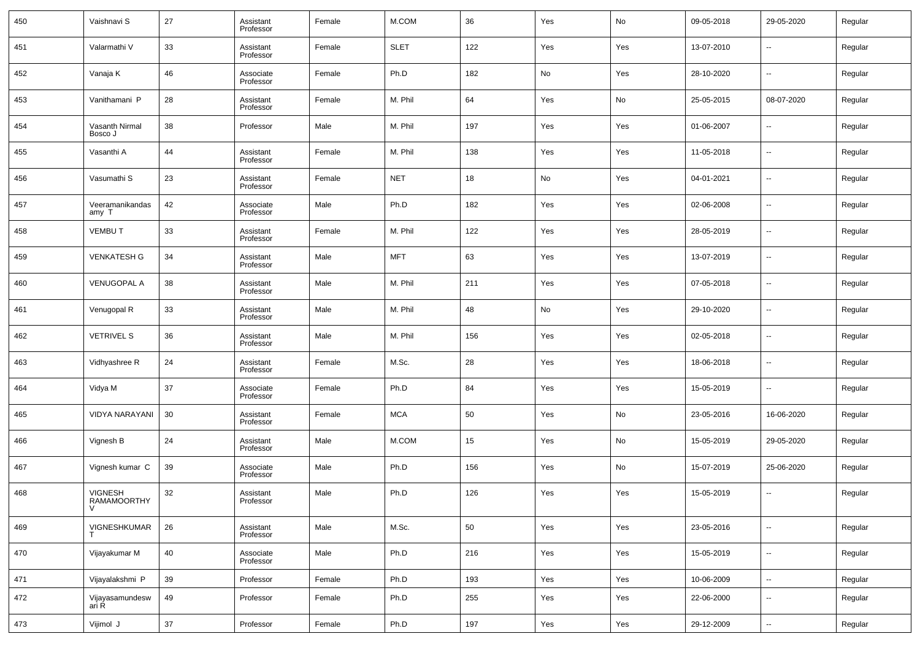| | | | | | | | | | | | |
|---|---|---|---|---|---|---|---|---|---|---|---|
| 450 | Vaishnavi S | 27 | Assistant Professor | Female | M.COM | 36 | Yes | No | 09-05-2018 | 29-05-2020 | Regular |
| 451 | Valarmathi V | 33 | Assistant Professor | Female | SLET | 122 | Yes | Yes | 13-07-2010 | -- | Regular |
| 452 | Vanaja K | 46 | Associate Professor | Female | Ph.D | 182 | No | Yes | 28-10-2020 | -- | Regular |
| 453 | Vanithamani P | 28 | Assistant Professor | Female | M. Phil | 64 | Yes | No | 25-05-2015 | 08-07-2020 | Regular |
| 454 | Vasanth Nirmal Bosco J | 38 | Professor | Male | M. Phil | 197 | Yes | Yes | 01-06-2007 | -- | Regular |
| 455 | Vasanthi A | 44 | Assistant Professor | Female | M. Phil | 138 | Yes | Yes | 11-05-2018 | -- | Regular |
| 456 | Vasumathi S | 23 | Assistant Professor | Female | NET | 18 | No | Yes | 04-01-2021 | -- | Regular |
| 457 | Veeramanikandas amy T | 42 | Associate Professor | Male | Ph.D | 182 | Yes | Yes | 02-06-2008 | -- | Regular |
| 458 | VEMBU T | 33 | Assistant Professor | Female | M. Phil | 122 | Yes | Yes | 28-05-2019 | -- | Regular |
| 459 | VENKATESH G | 34 | Assistant Professor | Male | MFT | 63 | Yes | Yes | 13-07-2019 | -- | Regular |
| 460 | VENUGOPAL A | 38 | Assistant Professor | Male | M. Phil | 211 | Yes | Yes | 07-05-2018 | -- | Regular |
| 461 | Venugopal R | 33 | Assistant Professor | Male | M. Phil | 48 | No | Yes | 29-10-2020 | -- | Regular |
| 462 | VETRIVEL S | 36 | Assistant Professor | Male | M. Phil | 156 | Yes | Yes | 02-05-2018 | -- | Regular |
| 463 | Vidhyashree R | 24 | Assistant Professor | Female | M.Sc. | 28 | Yes | Yes | 18-06-2018 | -- | Regular |
| 464 | Vidya M | 37 | Associate Professor | Female | Ph.D | 84 | Yes | Yes | 15-05-2019 | -- | Regular |
| 465 | VIDYA NARAYANI | 30 | Assistant Professor | Female | MCA | 50 | Yes | No | 23-05-2016 | 16-06-2020 | Regular |
| 466 | Vignesh B | 24 | Assistant Professor | Male | M.COM | 15 | Yes | No | 15-05-2019 | 29-05-2020 | Regular |
| 467 | Vignesh kumar C | 39 | Associate Professor | Male | Ph.D | 156 | Yes | No | 15-07-2019 | 25-06-2020 | Regular |
| 468 | VIGNESH RAMAMOORTHY V | 32 | Assistant Professor | Male | Ph.D | 126 | Yes | Yes | 15-05-2019 | -- | Regular |
| 469 | VIGNESHKUMAR T | 26 | Assistant Professor | Male | M.Sc. | 50 | Yes | Yes | 23-05-2016 | -- | Regular |
| 470 | Vijayakumar M | 40 | Associate Professor | Male | Ph.D | 216 | Yes | Yes | 15-05-2019 | -- | Regular |
| 471 | Vijayalakshmi P | 39 | Professor | Female | Ph.D | 193 | Yes | Yes | 10-06-2009 | -- | Regular |
| 472 | Vijayasamundesw ari R | 49 | Professor | Female | Ph.D | 255 | Yes | Yes | 22-06-2000 | -- | Regular |
| 473 | Vijimol J | 37 | Professor | Female | Ph.D | 197 | Yes | Yes | 29-12-2009 | -- | Regular |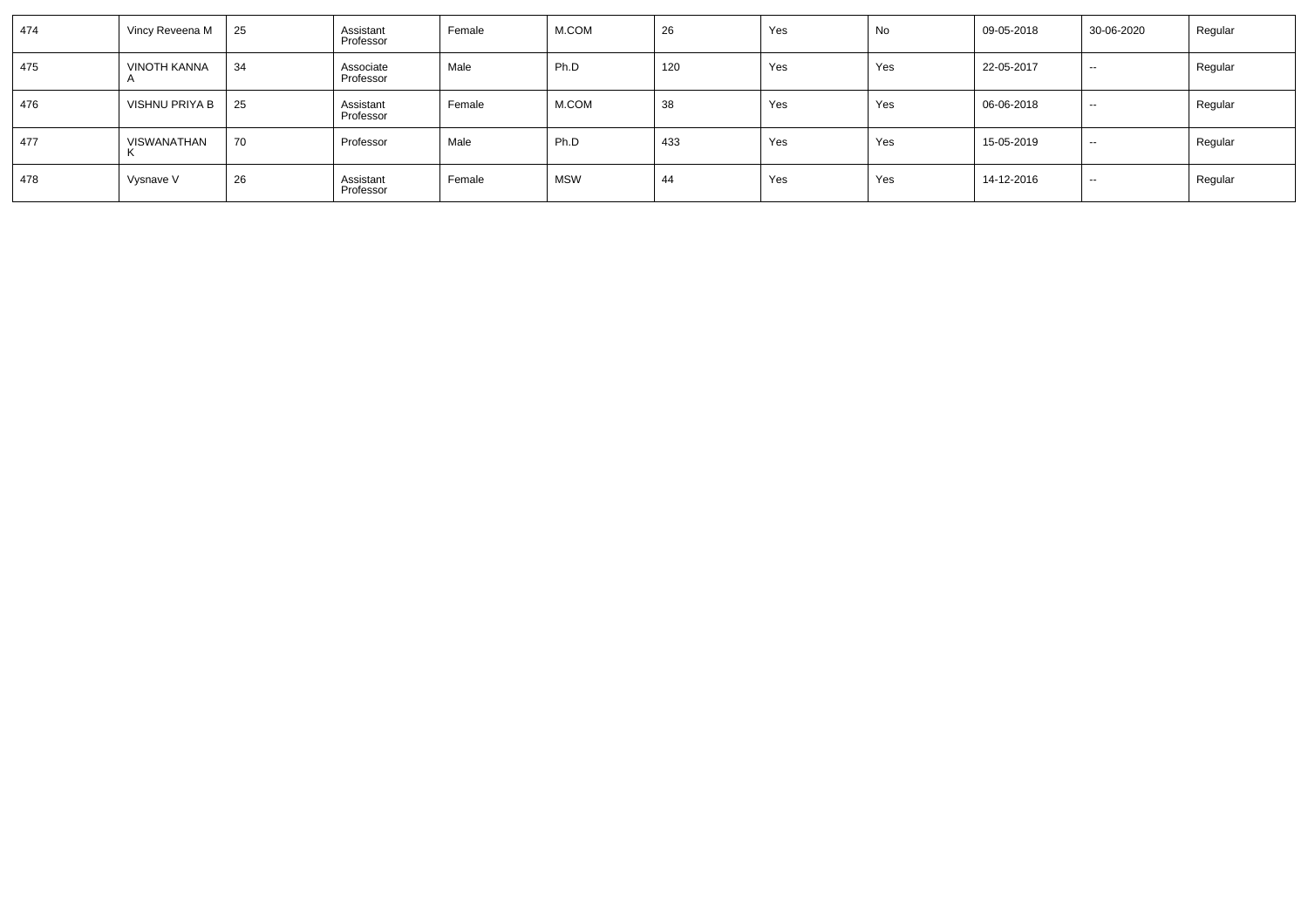| | | | | | | | | | | | |
|---|---|---|---|---|---|---|---|---|---|---|---|
| 474 | Vincy Reveena M | 25 | Assistant Professor | Female | M.COM | 26 | Yes | No | 09-05-2018 | 30-06-2020 | Regular |
| 475 | VINOTH KANNA A | 34 | Associate Professor | Male | Ph.D | 120 | Yes | Yes | 22-05-2017 | -- | Regular |
| 476 | VISHNU PRIYA B | 25 | Assistant Professor | Female | M.COM | 38 | Yes | Yes | 06-06-2018 | -- | Regular |
| 477 | VISWANATHAN K | 70 | Professor | Male | Ph.D | 433 | Yes | Yes | 15-05-2019 | -- | Regular |
| 478 | Vysnave V | 26 | Assistant Professor | Female | MSW | 44 | Yes | Yes | 14-12-2016 | -- | Regular |